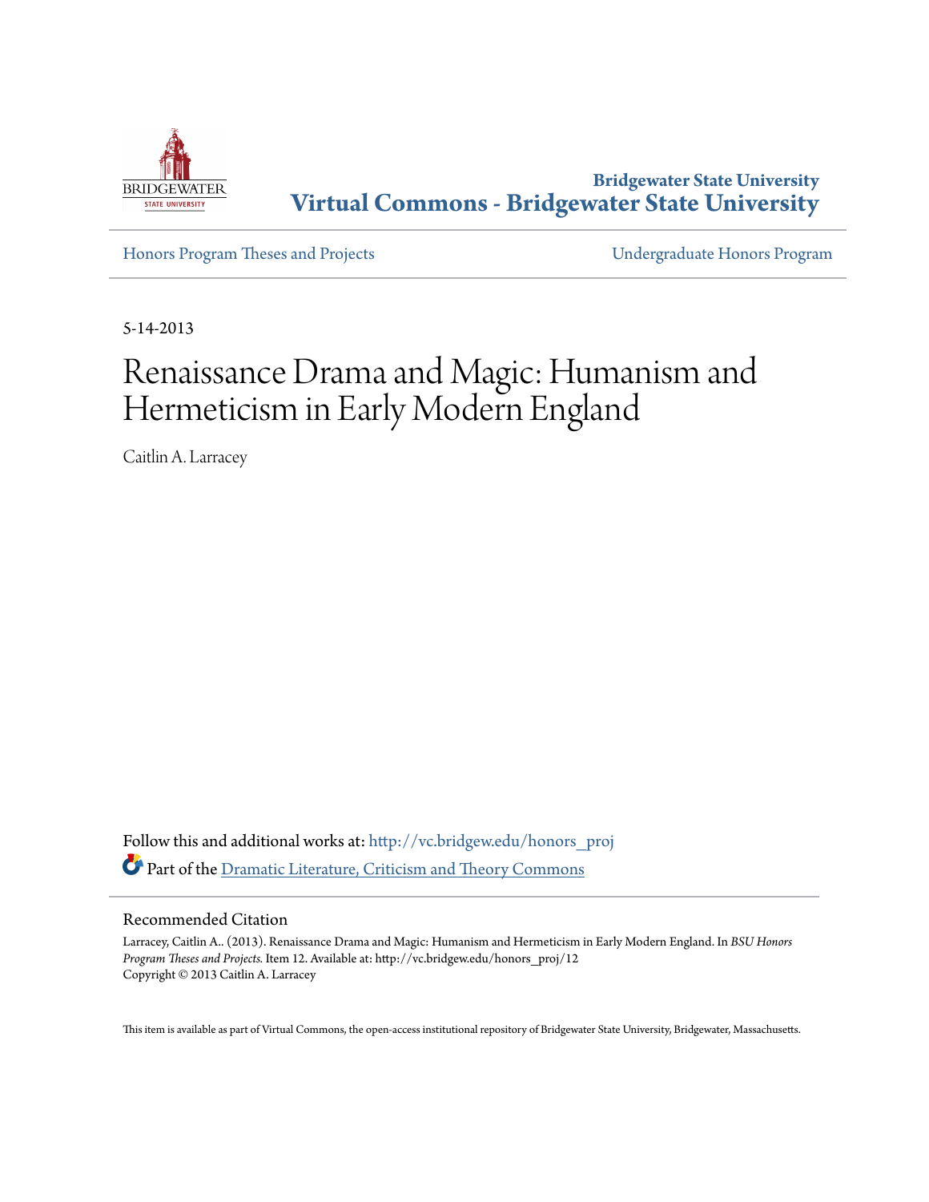Bridgewater State University

# Virtual Commons - Bridgewater State University

Honors Program Theses and Projects

Undergraduate Honors Program

5-14-2013

# Renaissance Drama and Magic: Humanism and Hermeticism in Early Modern England

Caitlin A. Larracey

Follow this and additional works at: http://vc.bridgew.edu/honors_proj

Part of the Dramatic Literature, Criticism and Theory Commons

## Recommended Citation

Larracey, Caitlin A.. (2013). Renaissance Drama and Magic: Humanism and Hermeticism in Early Modern England. In *BSU Honors Program Theses and Projects*. Item 12. Available at: http://vc.bridgew.edu/honors_proj/12
Copyright © 2013 Caitlin A. Larracey

This item is available as part of Virtual Commons, the open-access institutional repository of Bridgewater State University, Bridgewater, Massachusetts.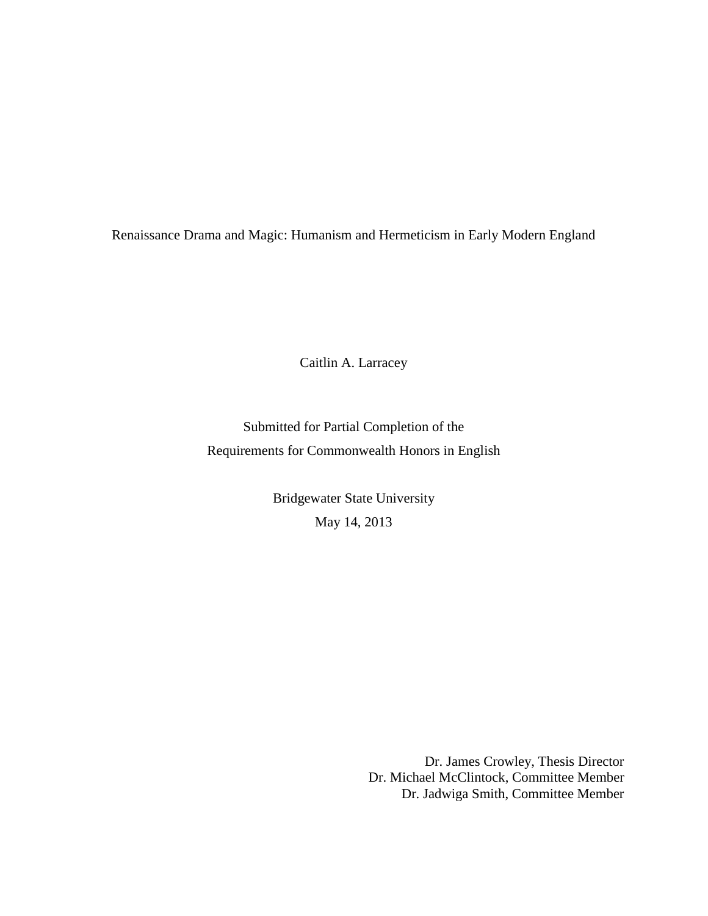Renaissance Drama and Magic: Humanism and Hermeticism in Early Modern England

Caitlin A. Larracey

Submitted for Partial Completion of the
Requirements for Commonwealth Honors in English

Bridgewater State University
May 14, 2013

Dr. James Crowley, Thesis Director
Dr. Michael McClintock, Committee Member
Dr. Jadwiga Smith, Committee Member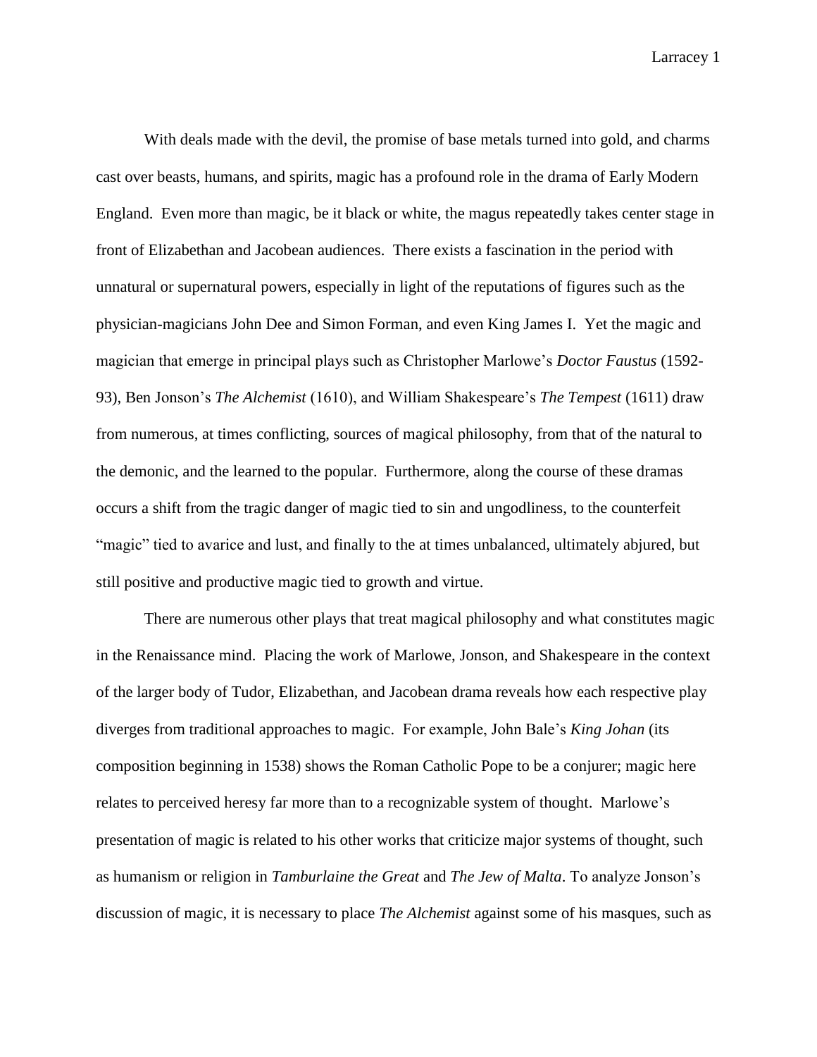With deals made with the devil, the promise of base metals turned into gold, and charms cast over beasts, humans, and spirits, magic has a profound role in the drama of Early Modern England. Even more than magic, be it black or white, the magus repeatedly takes center stage in front of Elizabethan and Jacobean audiences. There exists a fascination in the period with unnatural or supernatural powers, especially in light of the reputations of figures such as the physician-magicians John Dee and Simon Forman, and even King James I. Yet the magic and magician that emerge in principal plays such as Christopher Marlowe's *Doctor Faustus* (1592-93), Ben Jonson's *The Alchemist* (1610), and William Shakespeare's *The Tempest* (1611) draw from numerous, at times conflicting, sources of magical philosophy, from that of the natural to the demonic, and the learned to the popular. Furthermore, along the course of these dramas occurs a shift from the tragic danger of magic tied to sin and ungodliness, to the counterfeit "magic" tied to avarice and lust, and finally to the at times unbalanced, ultimately abjured, but still positive and productive magic tied to growth and virtue.

There are numerous other plays that treat magical philosophy and what constitutes magic in the Renaissance mind. Placing the work of Marlowe, Jonson, and Shakespeare in the context of the larger body of Tudor, Elizabethan, and Jacobean drama reveals how each respective play diverges from traditional approaches to magic. For example, John Bale's *King Johan* (its composition beginning in 1538) shows the Roman Catholic Pope to be a conjurer; magic here relates to perceived heresy far more than to a recognizable system of thought. Marlowe's presentation of magic is related to his other works that criticize major systems of thought, such as humanism or religion in *Tamburlaine the Great* and *The Jew of Malta*. To analyze Jonson's discussion of magic, it is necessary to place *The Alchemist* against some of his masques, such as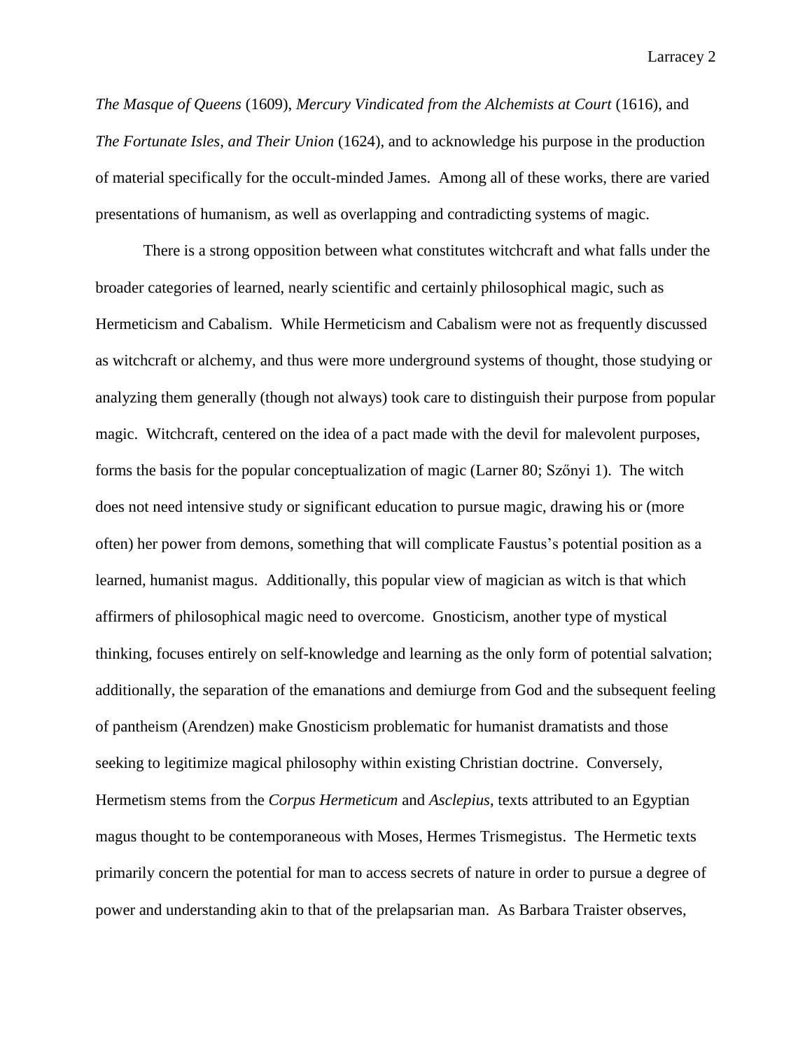*The Masque of Queens* (1609), *Mercury Vindicated from the Alchemists at Court* (1616), and *The Fortunate Isles, and Their Union* (1624), and to acknowledge his purpose in the production of material specifically for the occult-minded James. Among all of these works, there are varied presentations of humanism, as well as overlapping and contradicting systems of magic.

There is a strong opposition between what constitutes witchcraft and what falls under the broader categories of learned, nearly scientific and certainly philosophical magic, such as Hermeticism and Cabalism. While Hermeticism and Cabalism were not as frequently discussed as witchcraft or alchemy, and thus were more underground systems of thought, those studying or analyzing them generally (though not always) took care to distinguish their purpose from popular magic. Witchcraft, centered on the idea of a pact made with the devil for malevolent purposes, forms the basis for the popular conceptualization of magic (Larner 80; Szőnyi 1). The witch does not need intensive study or significant education to pursue magic, drawing his or (more often) her power from demons, something that will complicate Faustus's potential position as a learned, humanist magus. Additionally, this popular view of magician as witch is that which affirmers of philosophical magic need to overcome. Gnosticism, another type of mystical thinking, focuses entirely on self-knowledge and learning as the only form of potential salvation; additionally, the separation of the emanations and demiurge from God and the subsequent feeling of pantheism (Arendzen) make Gnosticism problematic for humanist dramatists and those seeking to legitimize magical philosophy within existing Christian doctrine. Conversely, Hermetism stems from the *Corpus Hermeticum* and *Asclepius*, texts attributed to an Egyptian magus thought to be contemporaneous with Moses, Hermes Trismegistus. The Hermetic texts primarily concern the potential for man to access secrets of nature in order to pursue a degree of power and understanding akin to that of the prelapsarian man. As Barbara Traister observes,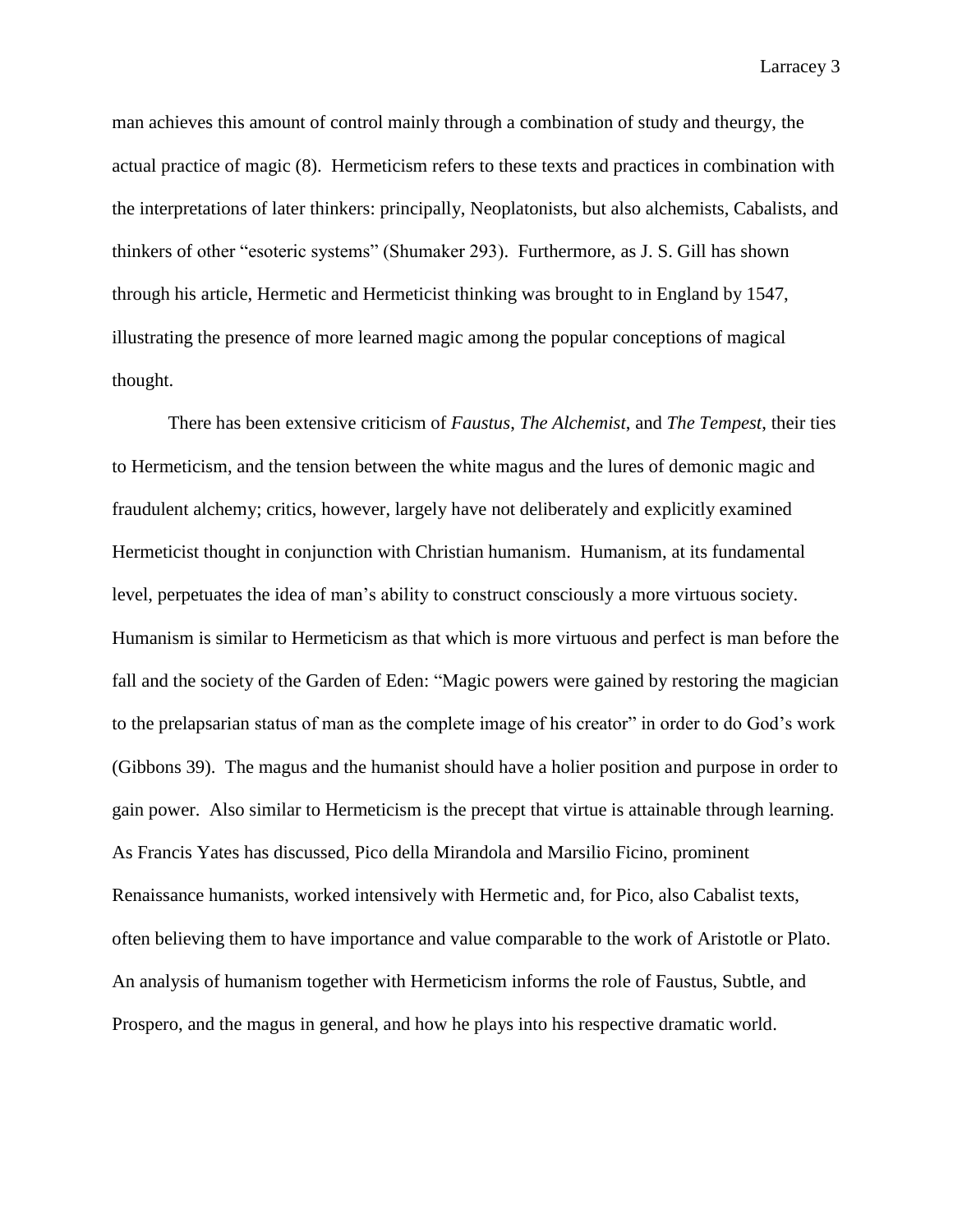man achieves this amount of control mainly through a combination of study and theurgy, the actual practice of magic (8). Hermeticism refers to these texts and practices in combination with the interpretations of later thinkers: principally, Neoplatonists, but also alchemists, Cabalists, and thinkers of other "esoteric systems" (Shumaker 293). Furthermore, as J. S. Gill has shown through his article, Hermetic and Hermeticist thinking was brought to in England by 1547, illustrating the presence of more learned magic among the popular conceptions of magical thought.

There has been extensive criticism of *Faustus*, *The Alchemist*, and *The Tempest*, their ties to Hermeticism, and the tension between the white magus and the lures of demonic magic and fraudulent alchemy; critics, however, largely have not deliberately and explicitly examined Hermeticist thought in conjunction with Christian humanism. Humanism, at its fundamental level, perpetuates the idea of man's ability to construct consciously a more virtuous society. Humanism is similar to Hermeticism as that which is more virtuous and perfect is man before the fall and the society of the Garden of Eden: "Magic powers were gained by restoring the magician to the prelapsarian status of man as the complete image of his creator" in order to do God's work (Gibbons 39). The magus and the humanist should have a holier position and purpose in order to gain power. Also similar to Hermeticism is the precept that virtue is attainable through learning. As Francis Yates has discussed, Pico della Mirandola and Marsilio Ficino, prominent Renaissance humanists, worked intensively with Hermetic and, for Pico, also Cabalist texts, often believing them to have importance and value comparable to the work of Aristotle or Plato. An analysis of humanism together with Hermeticism informs the role of Faustus, Subtle, and Prospero, and the magus in general, and how he plays into his respective dramatic world.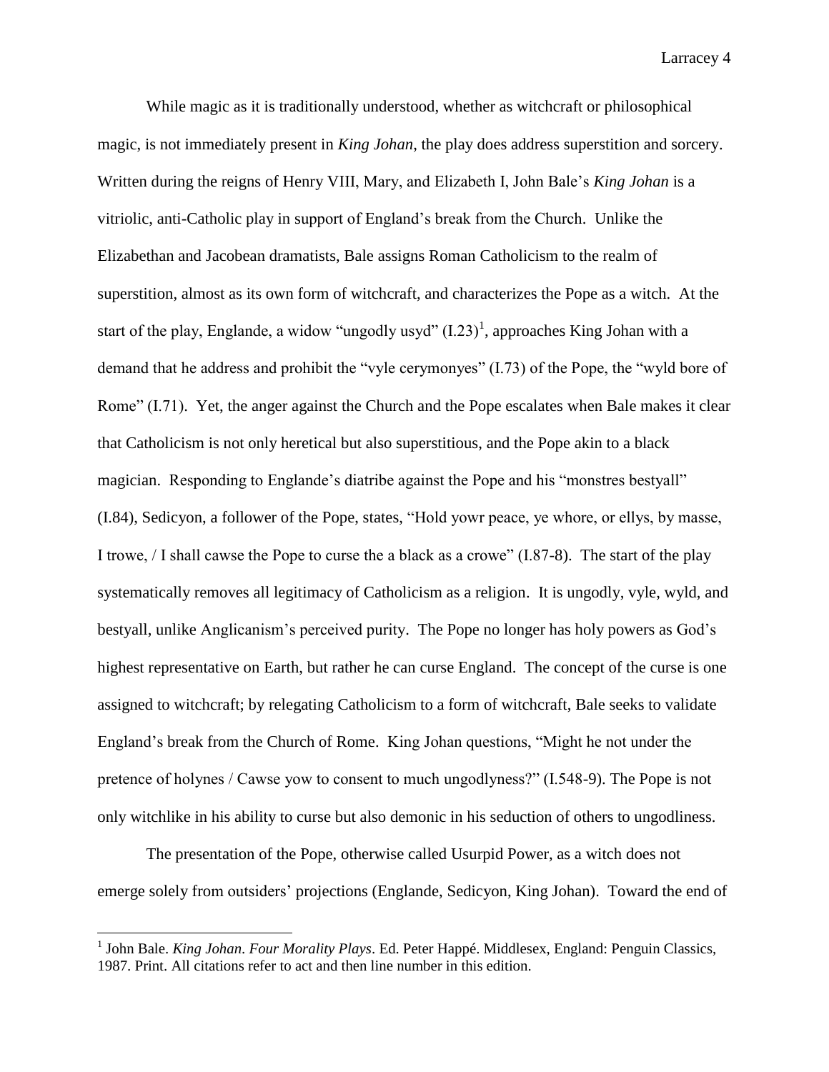While magic as it is traditionally understood, whether as witchcraft or philosophical magic, is not immediately present in *King Johan*, the play does address superstition and sorcery. Written during the reigns of Henry VIII, Mary, and Elizabeth I, John Bale's *King Johan* is a vitriolic, anti-Catholic play in support of England's break from the Church. Unlike the Elizabethan and Jacobean dramatists, Bale assigns Roman Catholicism to the realm of superstition, almost as its own form of witchcraft, and characterizes the Pope as a witch. At the start of the play, Englande, a widow "ungodly usyd" (I.23)[1], approaches King Johan with a demand that he address and prohibit the "vyle cerymonyes" (I.73) of the Pope, the "wyld bore of Rome" (I.71). Yet, the anger against the Church and the Pope escalates when Bale makes it clear that Catholicism is not only heretical but also superstitious, and the Pope akin to a black magician. Responding to Englande's diatribe against the Pope and his "monstres bestyall" (I.84), Sedicyon, a follower of the Pope, states, "Hold yowr peace, ye whore, or ellys, by masse, I trowe, / I shall cawse the Pope to curse the a black as a crowe" (I.87-8). The start of the play systematically removes all legitimacy of Catholicism as a religion. It is ungodly, vyle, wyld, and bestyall, unlike Anglicanism's perceived purity. The Pope no longer has holy powers as God's highest representative on Earth, but rather he can curse England. The concept of the curse is one assigned to witchcraft; by relegating Catholicism to a form of witchcraft, Bale seeks to validate England's break from the Church of Rome. King Johan questions, "Might he not under the pretence of holynes / Cawse yow to consent to much ungodlyness?" (I.548-9). The Pope is not only witchlike in his ability to curse but also demonic in his seduction of others to ungodliness.

The presentation of the Pope, otherwise called Usurpid Power, as a witch does not emerge solely from outsiders' projections (Englande, Sedicyon, King Johan). Toward the end of

[1] John Bale. *King Johan*. *Four Morality Plays*. Ed. Peter Happé. Middlesex, England: Penguin Classics, 1987. Print. All citations refer to act and then line number in this edition.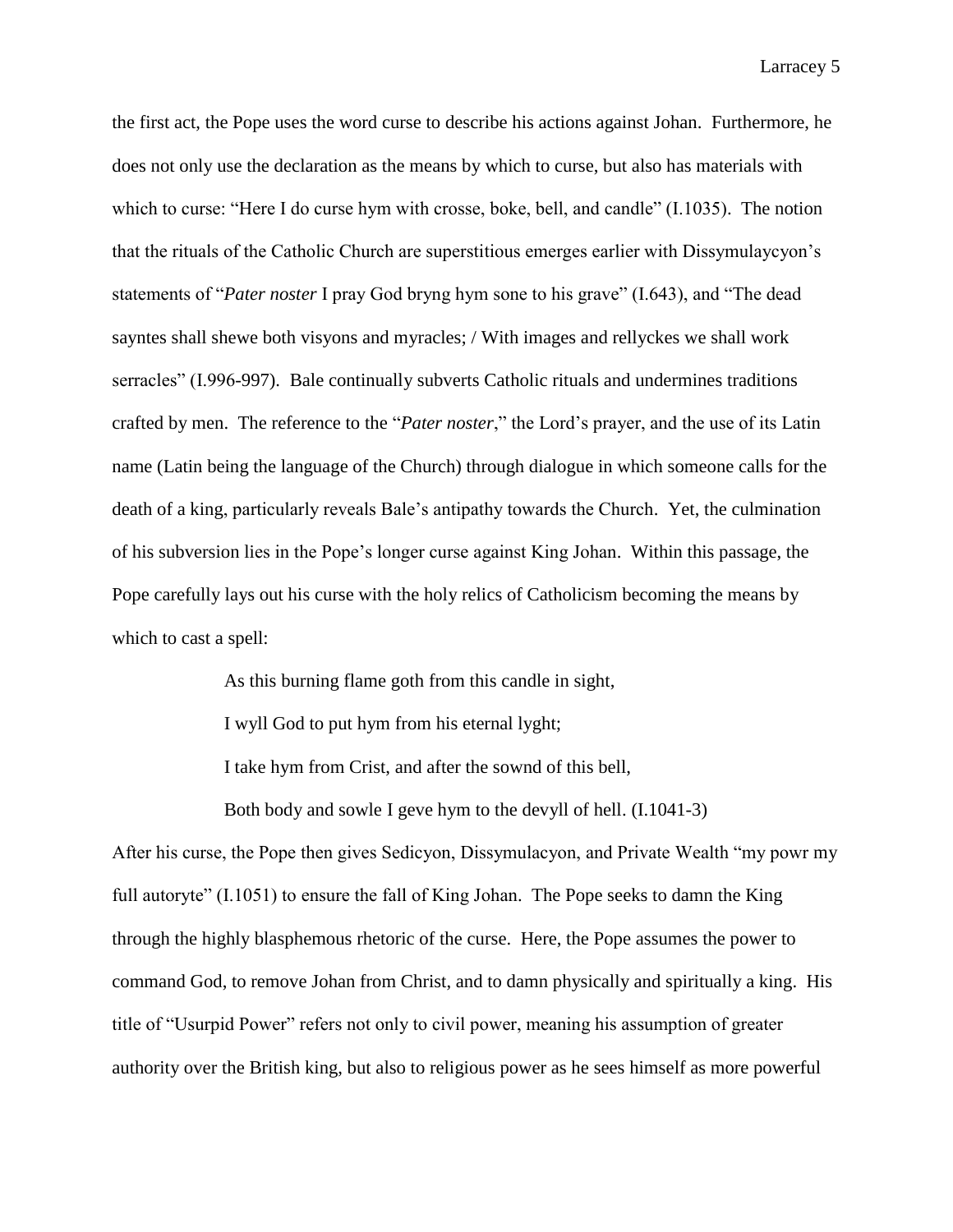the first act, the Pope uses the word curse to describe his actions against Johan. Furthermore, he does not only use the declaration as the means by which to curse, but also has materials with which to curse: "Here I do curse hym with crosse, boke, bell, and candle" (I.1035). The notion that the rituals of the Catholic Church are superstitious emerges earlier with Dissymulaycyon's statements of "*Pater noster* I pray God bryng hym sone to his grave" (I.643), and "The dead sayntes shall shewe both visyons and myracles; / With images and rellyckes we shall work serracles" (I.996-997). Bale continually subverts Catholic rituals and undermines traditions crafted by men. The reference to the "*Pater noster*," the Lord's prayer, and the use of its Latin name (Latin being the language of the Church) through dialogue in which someone calls for the death of a king, particularly reveals Bale's antipathy towards the Church. Yet, the culmination of his subversion lies in the Pope's longer curse against King Johan. Within this passage, the Pope carefully lays out his curse with the holy relics of Catholicism becoming the means by which to cast a spell:

> As this burning flame goth from this candle in sight,
>
> I wyll God to put hym from his eternal lyght;
>
> I take hym from Crist, and after the sownd of this bell,
>
> Both body and sowle I geve hym to the devyll of hell. (I.1041-3)

After his curse, the Pope then gives Sedicyon, Dissymulacyon, and Private Wealth "my powr my full autoryte" (I.1051) to ensure the fall of King Johan. The Pope seeks to damn the King through the highly blasphemous rhetoric of the curse. Here, the Pope assumes the power to command God, to remove Johan from Christ, and to damn physically and spiritually a king. His title of "Usurpid Power" refers not only to civil power, meaning his assumption of greater authority over the British king, but also to religious power as he sees himself as more powerful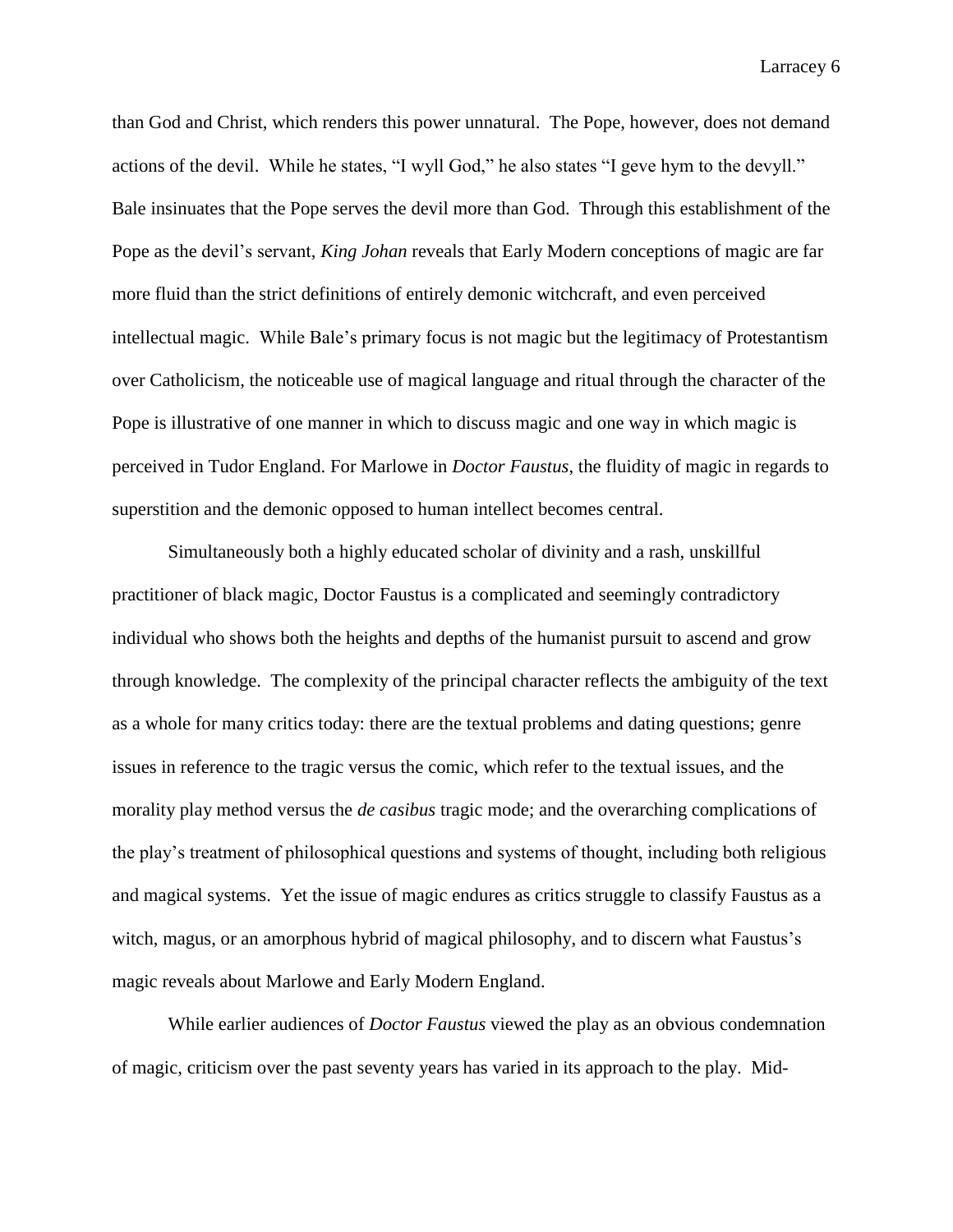than God and Christ, which renders this power unnatural. The Pope, however, does not demand actions of the devil. While he states, "I wyll God," he also states "I geve hym to the devyll." Bale insinuates that the Pope serves the devil more than God. Through this establishment of the Pope as the devil's servant, *King Johan* reveals that Early Modern conceptions of magic are far more fluid than the strict definitions of entirely demonic witchcraft, and even perceived intellectual magic. While Bale's primary focus is not magic but the legitimacy of Protestantism over Catholicism, the noticeable use of magical language and ritual through the character of the Pope is illustrative of one manner in which to discuss magic and one way in which magic is perceived in Tudor England. For Marlowe in *Doctor Faustus*, the fluidity of magic in regards to superstition and the demonic opposed to human intellect becomes central.

Simultaneously both a highly educated scholar of divinity and a rash, unskillful practitioner of black magic, Doctor Faustus is a complicated and seemingly contradictory individual who shows both the heights and depths of the humanist pursuit to ascend and grow through knowledge. The complexity of the principal character reflects the ambiguity of the text as a whole for many critics today: there are the textual problems and dating questions; genre issues in reference to the tragic versus the comic, which refer to the textual issues, and the morality play method versus the *de casibus* tragic mode; and the overarching complications of the play's treatment of philosophical questions and systems of thought, including both religious and magical systems. Yet the issue of magic endures as critics struggle to classify Faustus as a witch, magus, or an amorphous hybrid of magical philosophy, and to discern what Faustus's magic reveals about Marlowe and Early Modern England.

While earlier audiences of *Doctor Faustus* viewed the play as an obvious condemnation of magic, criticism over the past seventy years has varied in its approach to the play. Mid-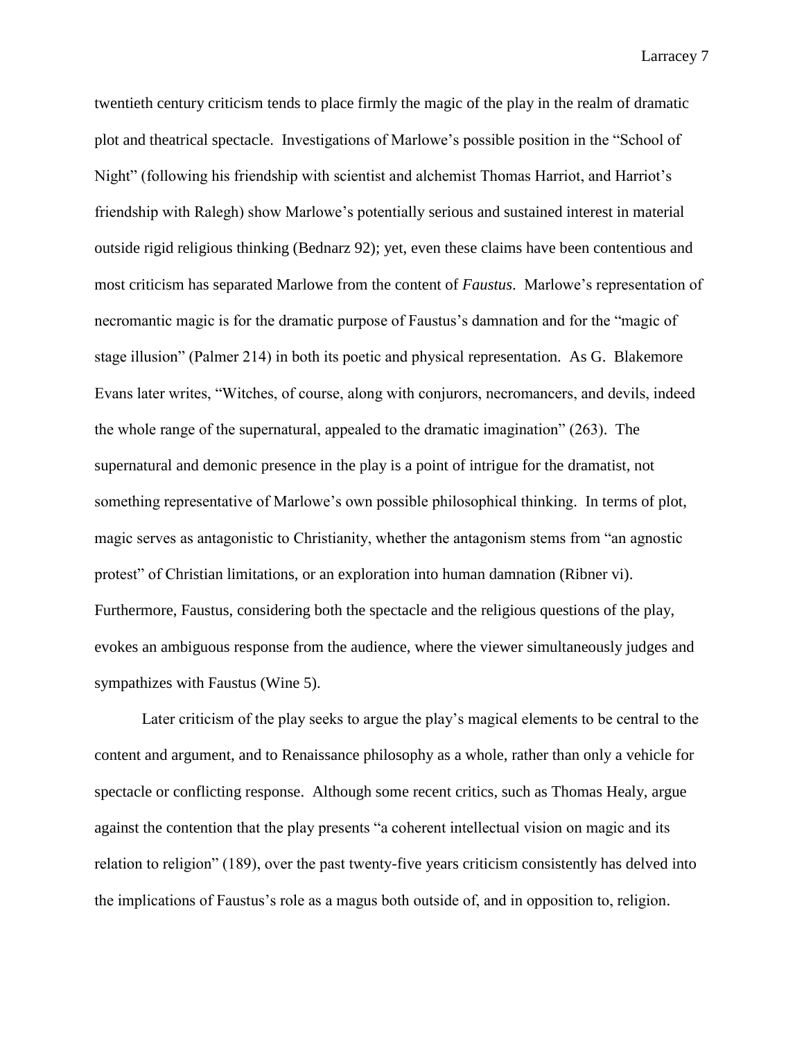twentieth century criticism tends to place firmly the magic of the play in the realm of dramatic plot and theatrical spectacle. Investigations of Marlowe's possible position in the "School of Night" (following his friendship with scientist and alchemist Thomas Harriot, and Harriot's friendship with Ralegh) show Marlowe's potentially serious and sustained interest in material outside rigid religious thinking (Bednarz 92); yet, even these claims have been contentious and most criticism has separated Marlowe from the content of *Faustus*. Marlowe's representation of necromantic magic is for the dramatic purpose of Faustus's damnation and for the "magic of stage illusion" (Palmer 214) in both its poetic and physical representation. As G. Blakemore Evans later writes, "Witches, of course, along with conjurors, necromancers, and devils, indeed the whole range of the supernatural, appealed to the dramatic imagination" (263). The supernatural and demonic presence in the play is a point of intrigue for the dramatist, not something representative of Marlowe's own possible philosophical thinking. In terms of plot, magic serves as antagonistic to Christianity, whether the antagonism stems from "an agnostic protest" of Christian limitations, or an exploration into human damnation (Ribner vi). Furthermore, Faustus, considering both the spectacle and the religious questions of the play, evokes an ambiguous response from the audience, where the viewer simultaneously judges and sympathizes with Faustus (Wine 5).

Later criticism of the play seeks to argue the play's magical elements to be central to the content and argument, and to Renaissance philosophy as a whole, rather than only a vehicle for spectacle or conflicting response. Although some recent critics, such as Thomas Healy, argue against the contention that the play presents "a coherent intellectual vision on magic and its relation to religion" (189), over the past twenty-five years criticism consistently has delved into the implications of Faustus's role as a magus both outside of, and in opposition to, religion.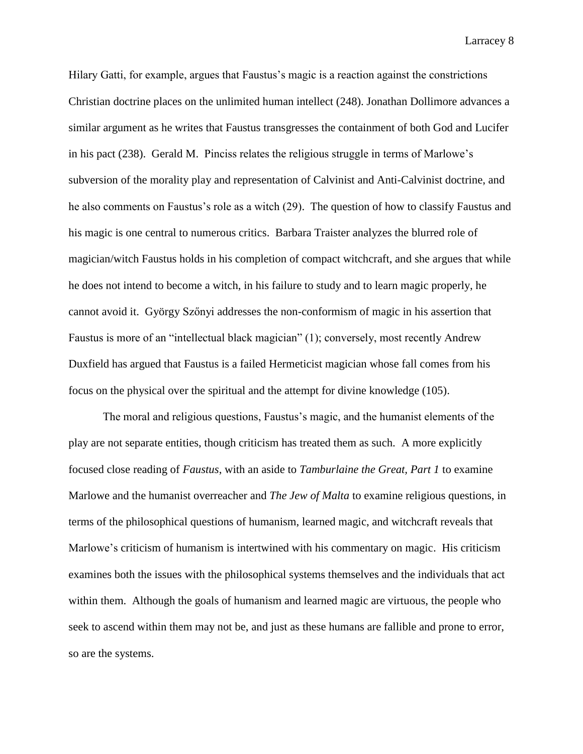Hilary Gatti, for example, argues that Faustus's magic is a reaction against the constrictions Christian doctrine places on the unlimited human intellect (248). Jonathan Dollimore advances a similar argument as he writes that Faustus transgresses the containment of both God and Lucifer in his pact (238). Gerald M. Pinciss relates the religious struggle in terms of Marlowe's subversion of the morality play and representation of Calvinist and Anti-Calvinist doctrine, and he also comments on Faustus's role as a witch (29). The question of how to classify Faustus and his magic is one central to numerous critics. Barbara Traister analyzes the blurred role of magician/witch Faustus holds in his completion of compact witchcraft, and she argues that while he does not intend to become a witch, in his failure to study and to learn magic properly, he cannot avoid it. György Szőnyi addresses the non-conformism of magic in his assertion that Faustus is more of an "intellectual black magician" (1); conversely, most recently Andrew Duxfield has argued that Faustus is a failed Hermeticist magician whose fall comes from his focus on the physical over the spiritual and the attempt for divine knowledge (105).

The moral and religious questions, Faustus's magic, and the humanist elements of the play are not separate entities, though criticism has treated them as such. A more explicitly focused close reading of *Faustus*, with an aside to *Tamburlaine the Great, Part 1* to examine Marlowe and the humanist overreacher and *The Jew of Malta* to examine religious questions, in terms of the philosophical questions of humanism, learned magic, and witchcraft reveals that Marlowe's criticism of humanism is intertwined with his commentary on magic. His criticism examines both the issues with the philosophical systems themselves and the individuals that act within them. Although the goals of humanism and learned magic are virtuous, the people who seek to ascend within them may not be, and just as these humans are fallible and prone to error, so are the systems.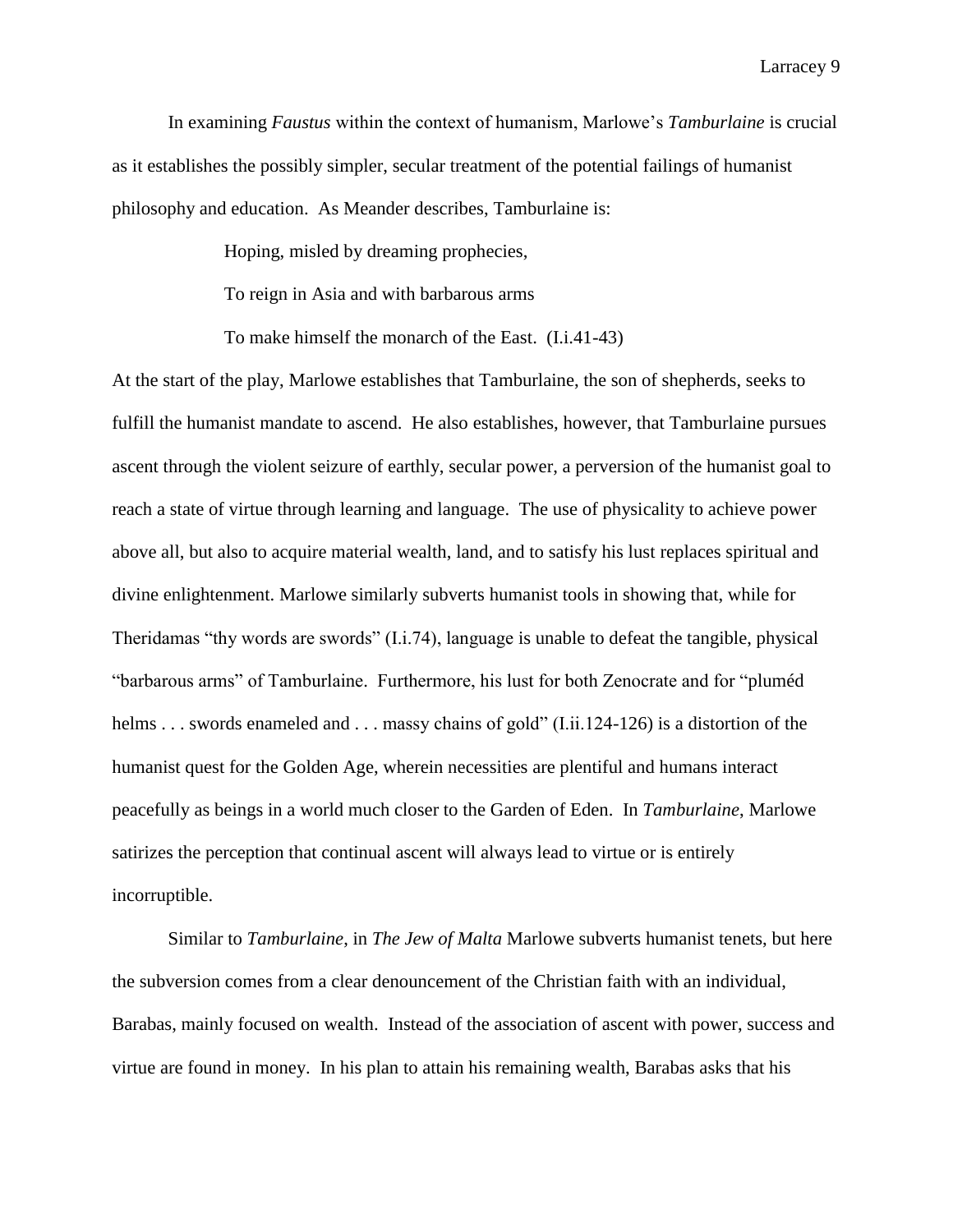In examining *Faustus* within the context of humanism, Marlowe's *Tamburlaine* is crucial as it establishes the possibly simpler, secular treatment of the potential failings of humanist philosophy and education. As Meander describes, Tamburlaine is:

> Hoping, misled by dreaming prophecies,
>
> To reign in Asia and with barbarous arms
>
> To make himself the monarch of the East. (I.i.41-43)

At the start of the play, Marlowe establishes that Tamburlaine, the son of shepherds, seeks to fulfill the humanist mandate to ascend. He also establishes, however, that Tamburlaine pursues ascent through the violent seizure of earthly, secular power, a perversion of the humanist goal to reach a state of virtue through learning and language. The use of physicality to achieve power above all, but also to acquire material wealth, land, and to satisfy his lust replaces spiritual and divine enlightenment. Marlowe similarly subverts humanist tools in showing that, while for Theridamas "thy words are swords" (I.i.74), language is unable to defeat the tangible, physical "barbarous arms" of Tamburlaine. Furthermore, his lust for both Zenocrate and for "pluméd helms . . . swords enameled and . . . massy chains of gold" (I.ii.124-126) is a distortion of the humanist quest for the Golden Age, wherein necessities are plentiful and humans interact peacefully as beings in a world much closer to the Garden of Eden. In *Tamburlaine*, Marlowe satirizes the perception that continual ascent will always lead to virtue or is entirely incorruptible.

Similar to *Tamburlaine*, in *The Jew of Malta* Marlowe subverts humanist tenets, but here the subversion comes from a clear denouncement of the Christian faith with an individual, Barabas, mainly focused on wealth. Instead of the association of ascent with power, success and virtue are found in money. In his plan to attain his remaining wealth, Barabas asks that his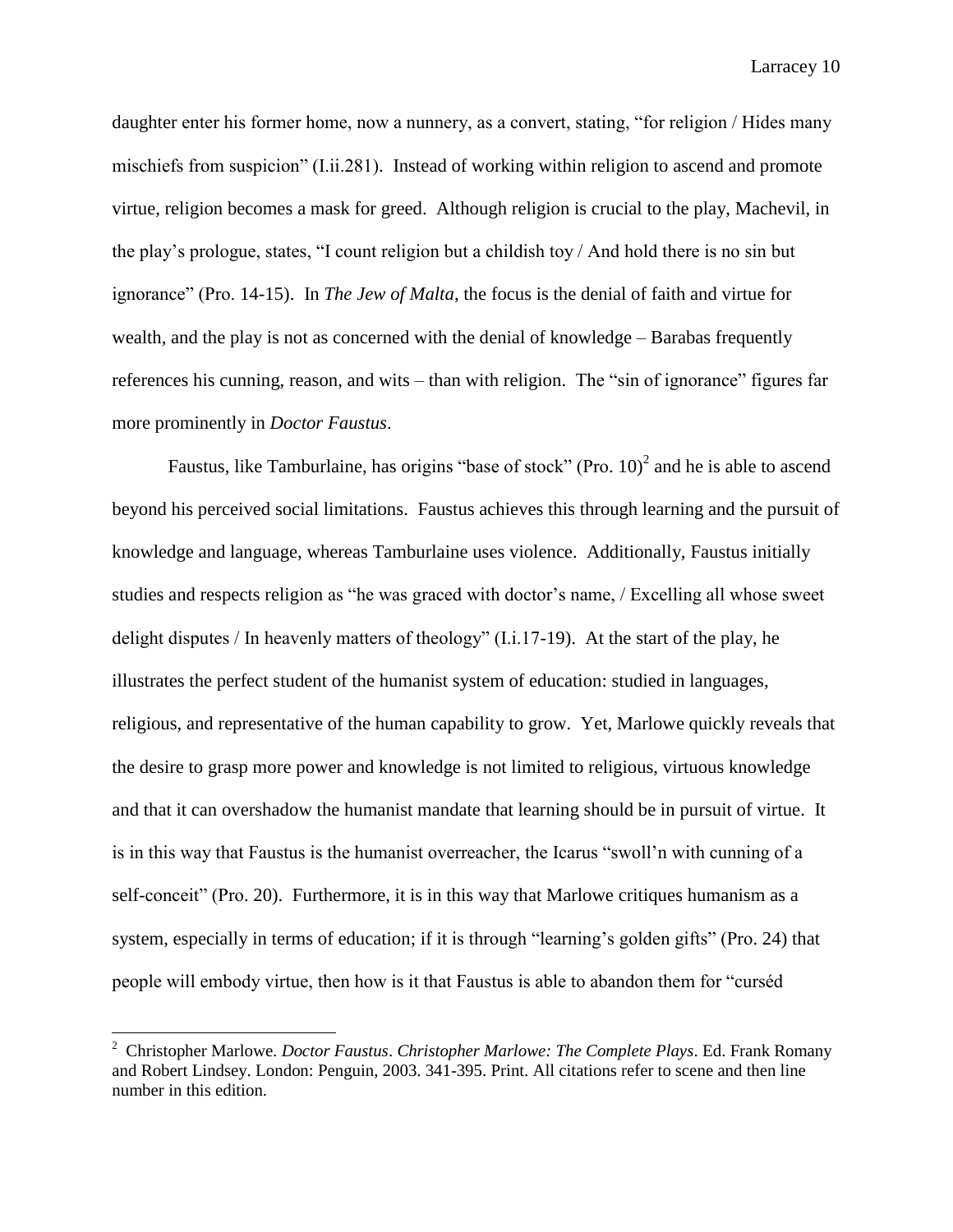daughter enter his former home, now a nunnery, as a convert, stating, "for religion / Hides many mischiefs from suspicion" (I.ii.281). Instead of working within religion to ascend and promote virtue, religion becomes a mask for greed. Although religion is crucial to the play, Machevil, in the play's prologue, states, "I count religion but a childish toy / And hold there is no sin but ignorance" (Pro. 14-15). In *The Jew of Malta*, the focus is the denial of faith and virtue for wealth, and the play is not as concerned with the denial of knowledge – Barabas frequently references his cunning, reason, and wits – than with religion. The "sin of ignorance" figures far more prominently in *Doctor Faustus*.

Faustus, like Tamburlaine, has origins "base of stock" (Pro. 10)[2] and he is able to ascend beyond his perceived social limitations. Faustus achieves this through learning and the pursuit of knowledge and language, whereas Tamburlaine uses violence. Additionally, Faustus initially studies and respects religion as "he was graced with doctor's name, / Excelling all whose sweet delight disputes / In heavenly matters of theology" (I.i.17-19). At the start of the play, he illustrates the perfect student of the humanist system of education: studied in languages, religious, and representative of the human capability to grow. Yet, Marlowe quickly reveals that the desire to grasp more power and knowledge is not limited to religious, virtuous knowledge and that it can overshadow the humanist mandate that learning should be in pursuit of virtue. It is in this way that Faustus is the humanist overreacher, the Icarus "swoll'n with cunning of a self-conceit" (Pro. 20). Furthermore, it is in this way that Marlowe critiques humanism as a system, especially in terms of education; if it is through "learning's golden gifts" (Pro. 24) that people will embody virtue, then how is it that Faustus is able to abandon them for "curséd

---

[2] Christopher Marlowe. *Doctor Faustus*. *Christopher Marlowe: The Complete Plays*. Ed. Frank Romany and Robert Lindsey. London: Penguin, 2003. 341-395. Print. All citations refer to scene and then line number in this edition.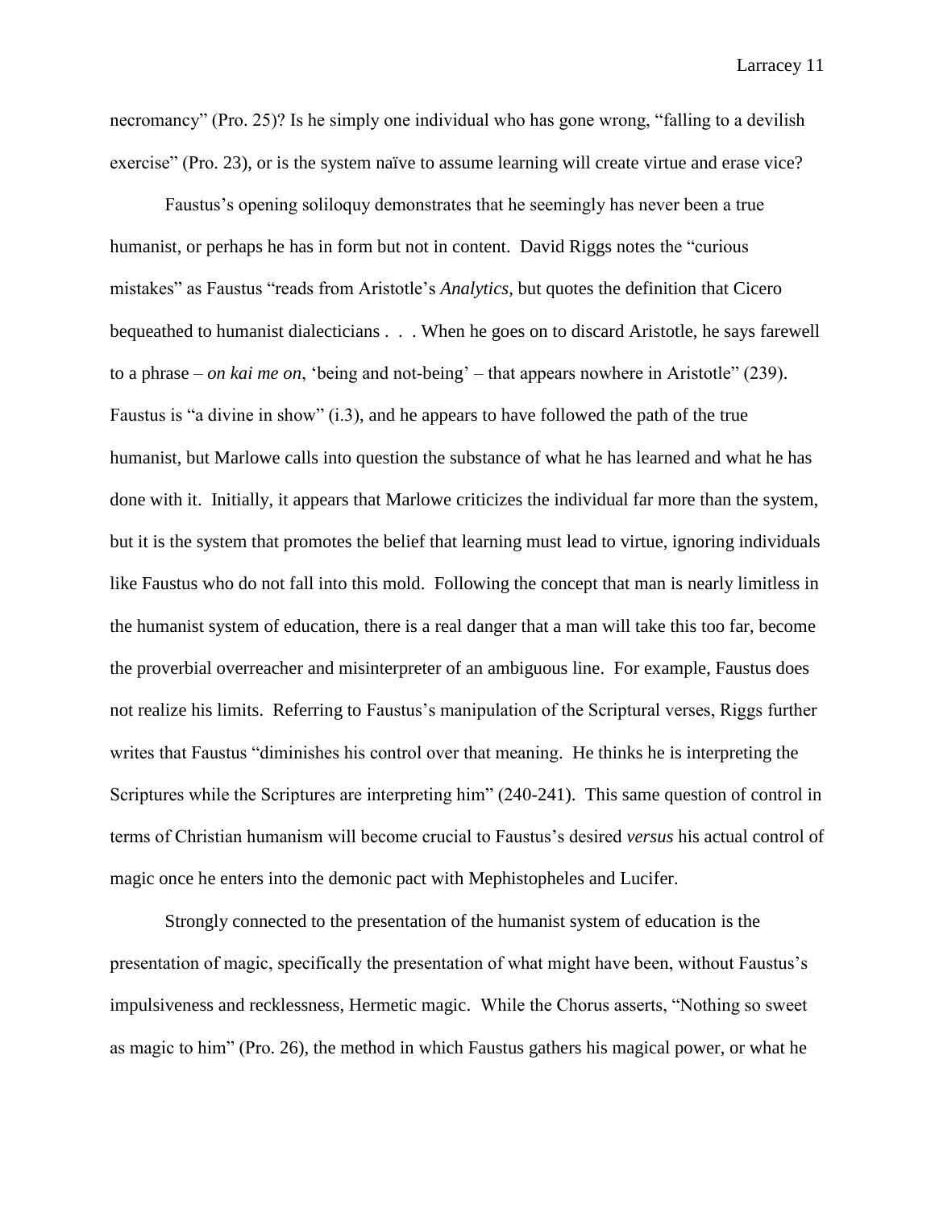necromancy" (Pro. 25)? Is he simply one individual who has gone wrong, "falling to a devilish exercise" (Pro. 23), or is the system naïve to assume learning will create virtue and erase vice?

Faustus's opening soliloquy demonstrates that he seemingly has never been a true humanist, or perhaps he has in form but not in content. David Riggs notes the "curious mistakes" as Faustus "reads from Aristotle's *Analytics*, but quotes the definition that Cicero bequeathed to humanist dialecticians . . . When he goes on to discard Aristotle, he says farewell to a phrase – *on kai me on*, 'being and not-being' – that appears nowhere in Aristotle" (239). Faustus is "a divine in show" (i.3), and he appears to have followed the path of the true humanist, but Marlowe calls into question the substance of what he has learned and what he has done with it. Initially, it appears that Marlowe criticizes the individual far more than the system, but it is the system that promotes the belief that learning must lead to virtue, ignoring individuals like Faustus who do not fall into this mold. Following the concept that man is nearly limitless in the humanist system of education, there is a real danger that a man will take this too far, become the proverbial overreacher and misinterpreter of an ambiguous line. For example, Faustus does not realize his limits. Referring to Faustus's manipulation of the Scriptural verses, Riggs further writes that Faustus "diminishes his control over that meaning. He thinks he is interpreting the Scriptures while the Scriptures are interpreting him" (240-241). This same question of control in terms of Christian humanism will become crucial to Faustus's desired *versus* his actual control of magic once he enters into the demonic pact with Mephistopheles and Lucifer.

Strongly connected to the presentation of the humanist system of education is the presentation of magic, specifically the presentation of what might have been, without Faustus's impulsiveness and recklessness, Hermetic magic. While the Chorus asserts, "Nothing so sweet as magic to him" (Pro. 26), the method in which Faustus gathers his magical power, or what he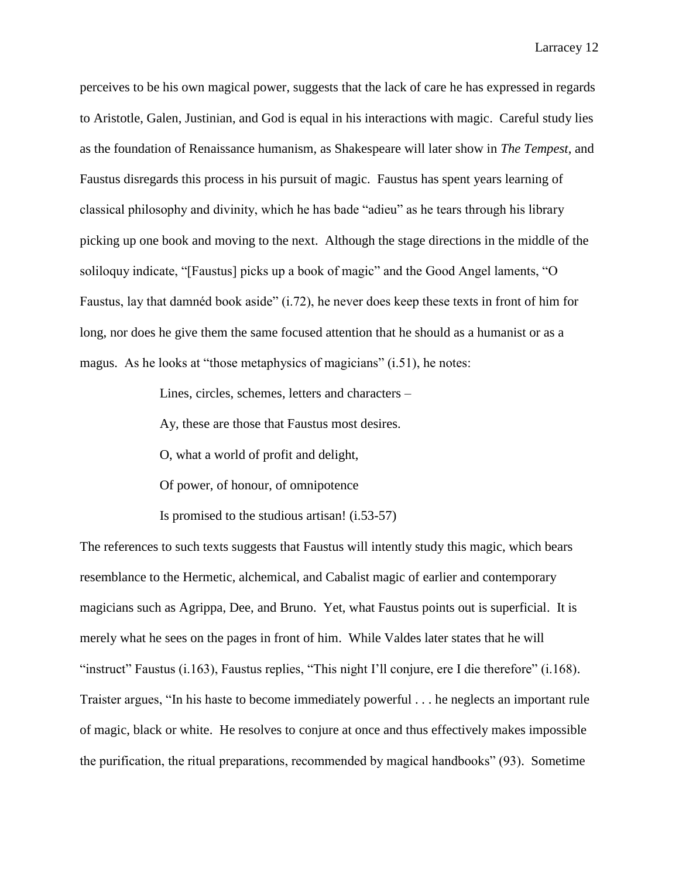perceives to be his own magical power, suggests that the lack of care he has expressed in regards to Aristotle, Galen, Justinian, and God is equal in his interactions with magic. Careful study lies as the foundation of Renaissance humanism, as Shakespeare will later show in *The Tempest*, and Faustus disregards this process in his pursuit of magic. Faustus has spent years learning of classical philosophy and divinity, which he has bade "adieu" as he tears through his library picking up one book and moving to the next. Although the stage directions in the middle of the soliloquy indicate, "[Faustus] picks up a book of magic" and the Good Angel laments, "O Faustus, lay that damnéd book aside" (i.72), he never does keep these texts in front of him for long, nor does he give them the same focused attention that he should as a humanist or as a magus. As he looks at "those metaphysics of magicians" (i.51), he notes:

> Lines, circles, schemes, letters and characters –
>
> Ay, these are those that Faustus most desires.
>
> O, what a world of profit and delight,
>
> Of power, of honour, of omnipotence
>
> Is promised to the studious artisan! (i.53-57)

The references to such texts suggests that Faustus will intently study this magic, which bears resemblance to the Hermetic, alchemical, and Cabalist magic of earlier and contemporary magicians such as Agrippa, Dee, and Bruno. Yet, what Faustus points out is superficial. It is merely what he sees on the pages in front of him. While Valdes later states that he will "instruct" Faustus (i.163), Faustus replies, "This night I'll conjure, ere I die therefore" (i.168). Traister argues, "In his haste to become immediately powerful . . . he neglects an important rule of magic, black or white. He resolves to conjure at once and thus effectively makes impossible the purification, the ritual preparations, recommended by magical handbooks" (93). Sometime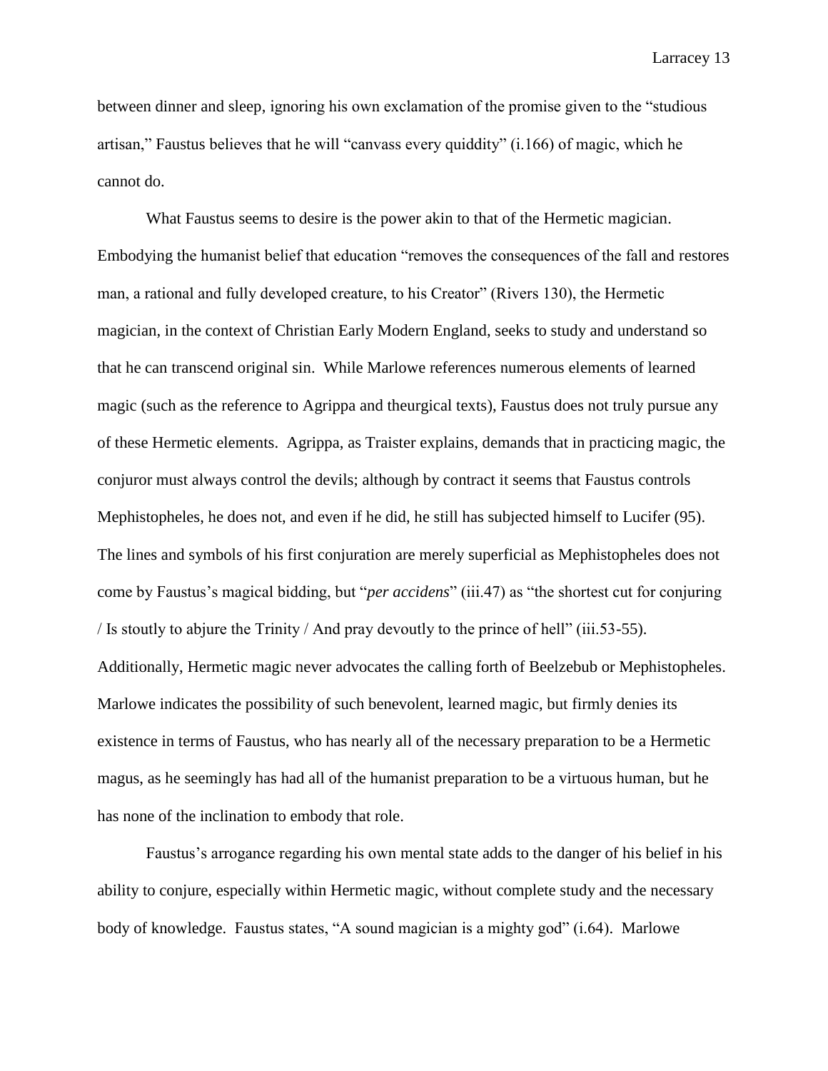between dinner and sleep, ignoring his own exclamation of the promise given to the "studious artisan," Faustus believes that he will "canvass every quiddity" (i.166) of magic, which he cannot do.

What Faustus seems to desire is the power akin to that of the Hermetic magician. Embodying the humanist belief that education "removes the consequences of the fall and restores man, a rational and fully developed creature, to his Creator" (Rivers 130), the Hermetic magician, in the context of Christian Early Modern England, seeks to study and understand so that he can transcend original sin. While Marlowe references numerous elements of learned magic (such as the reference to Agrippa and theurgical texts), Faustus does not truly pursue any of these Hermetic elements. Agrippa, as Traister explains, demands that in practicing magic, the conjuror must always control the devils; although by contract it seems that Faustus controls Mephistopheles, he does not, and even if he did, he still has subjected himself to Lucifer (95). The lines and symbols of his first conjuration are merely superficial as Mephistopheles does not come by Faustus's magical bidding, but "*per accidens*" (iii.47) as "the shortest cut for conjuring / Is stoutly to abjure the Trinity / And pray devoutly to the prince of hell" (iii.53-55). Additionally, Hermetic magic never advocates the calling forth of Beelzebub or Mephistopheles. Marlowe indicates the possibility of such benevolent, learned magic, but firmly denies its existence in terms of Faustus, who has nearly all of the necessary preparation to be a Hermetic magus, as he seemingly has had all of the humanist preparation to be a virtuous human, but he has none of the inclination to embody that role.

Faustus's arrogance regarding his own mental state adds to the danger of his belief in his ability to conjure, especially within Hermetic magic, without complete study and the necessary body of knowledge. Faustus states, "A sound magician is a mighty god" (i.64). Marlowe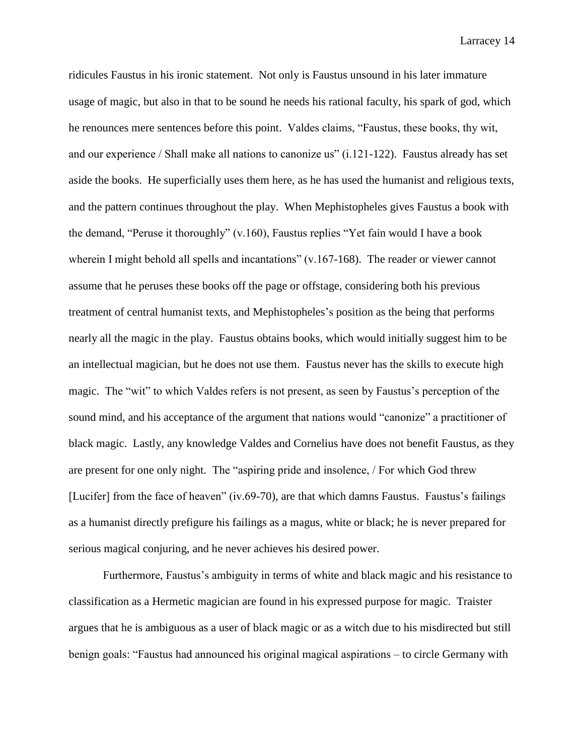ridicules Faustus in his ironic statement. Not only is Faustus unsound in his later immature usage of magic, but also in that to be sound he needs his rational faculty, his spark of god, which he renounces mere sentences before this point. Valdes claims, "Faustus, these books, thy wit, and our experience / Shall make all nations to canonize us" (i.121-122). Faustus already has set aside the books. He superficially uses them here, as he has used the humanist and religious texts, and the pattern continues throughout the play. When Mephistopheles gives Faustus a book with the demand, "Peruse it thoroughly" (v.160), Faustus replies "Yet fain would I have a book wherein I might behold all spells and incantations" (v.167-168). The reader or viewer cannot assume that he peruses these books off the page or offstage, considering both his previous treatment of central humanist texts, and Mephistopheles's position as the being that performs nearly all the magic in the play. Faustus obtains books, which would initially suggest him to be an intellectual magician, but he does not use them. Faustus never has the skills to execute high magic. The "wit" to which Valdes refers is not present, as seen by Faustus's perception of the sound mind, and his acceptance of the argument that nations would "canonize" a practitioner of black magic. Lastly, any knowledge Valdes and Cornelius have does not benefit Faustus, as they are present for one only night. The "aspiring pride and insolence, / For which God threw [Lucifer] from the face of heaven" (iv.69-70), are that which damns Faustus. Faustus's failings as a humanist directly prefigure his failings as a magus, white or black; he is never prepared for serious magical conjuring, and he never achieves his desired power.

Furthermore, Faustus's ambiguity in terms of white and black magic and his resistance to classification as a Hermetic magician are found in his expressed purpose for magic. Traister argues that he is ambiguous as a user of black magic or as a witch due to his misdirected but still benign goals: "Faustus had announced his original magical aspirations – to circle Germany with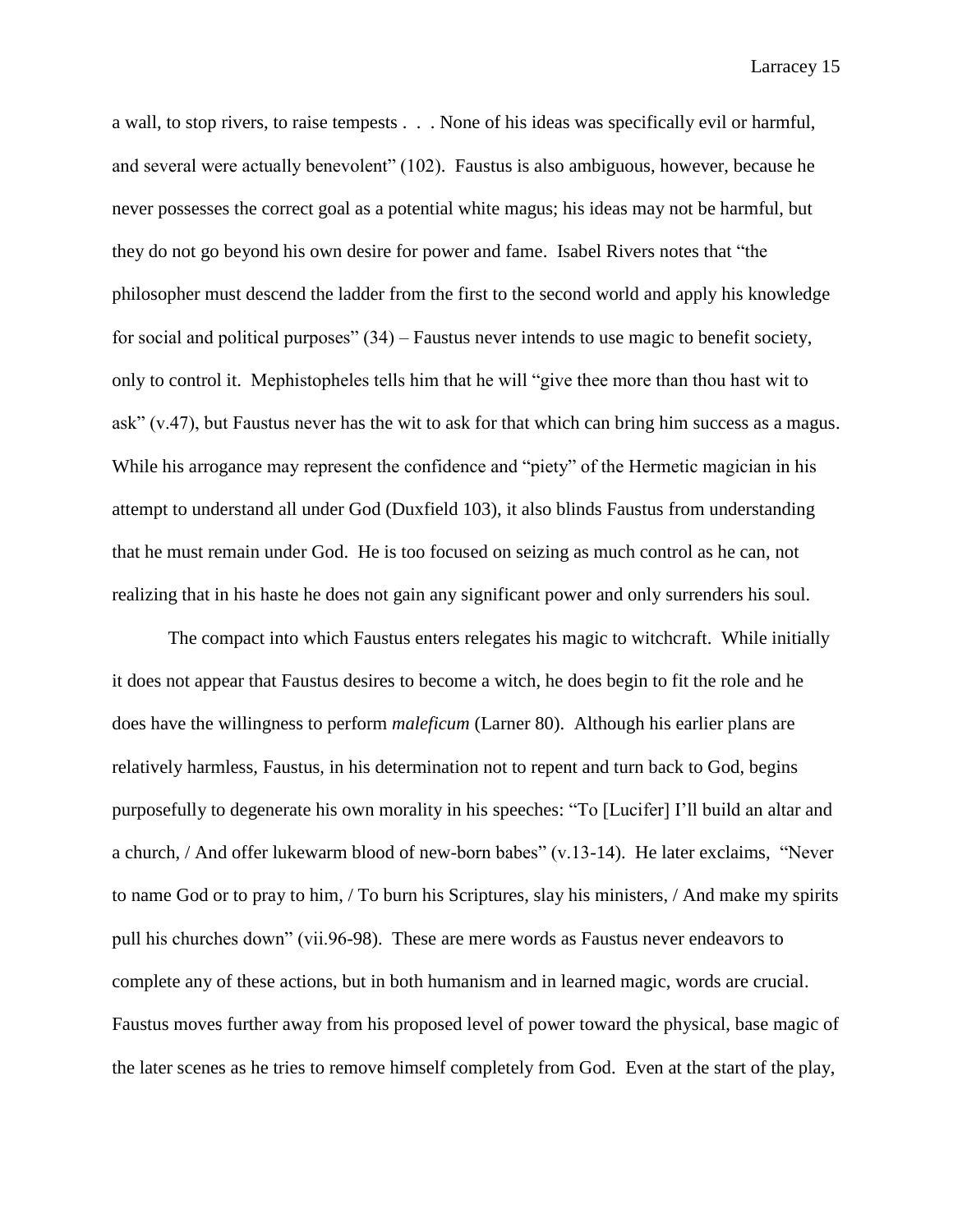a wall, to stop rivers, to raise tempests . . . . None of his ideas was specifically evil or harmful, and several were actually benevolent" (102). Faustus is also ambiguous, however, because he never possesses the correct goal as a potential white magus; his ideas may not be harmful, but they do not go beyond his own desire for power and fame. Isabel Rivers notes that "the philosopher must descend the ladder from the first to the second world and apply his knowledge for social and political purposes" (34) – Faustus never intends to use magic to benefit society, only to control it. Mephistopheles tells him that he will "give thee more than thou hast wit to ask" (v.47), but Faustus never has the wit to ask for that which can bring him success as a magus. While his arrogance may represent the confidence and "piety" of the Hermetic magician in his attempt to understand all under God (Duxfield 103), it also blinds Faustus from understanding that he must remain under God. He is too focused on seizing as much control as he can, not realizing that in his haste he does not gain any significant power and only surrenders his soul.

The compact into which Faustus enters relegates his magic to witchcraft. While initially it does not appear that Faustus desires to become a witch, he does begin to fit the role and he does have the willingness to perform *maleficum* (Larner 80). Although his earlier plans are relatively harmless, Faustus, in his determination not to repent and turn back to God, begins purposefully to degenerate his own morality in his speeches: "To [Lucifer] I'll build an altar and a church, / And offer lukewarm blood of new-born babes" (v.13-14). He later exclaims, "Never to name God or to pray to him, / To burn his Scriptures, slay his ministers, / And make my spirits pull his churches down" (vii.96-98). These are mere words as Faustus never endeavors to complete any of these actions, but in both humanism and in learned magic, words are crucial. Faustus moves further away from his proposed level of power toward the physical, base magic of the later scenes as he tries to remove himself completely from God. Even at the start of the play,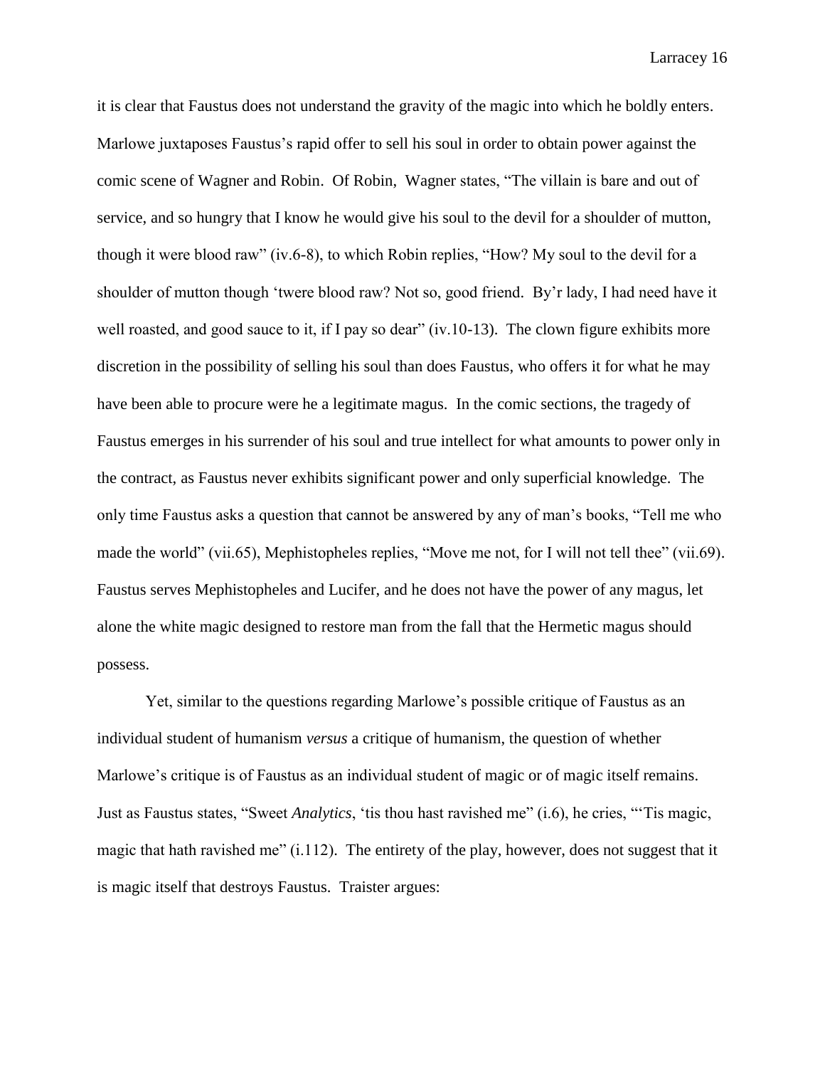it is clear that Faustus does not understand the gravity of the magic into which he boldly enters. Marlowe juxtaposes Faustus's rapid offer to sell his soul in order to obtain power against the comic scene of Wagner and Robin. Of Robin, Wagner states, "The villain is bare and out of service, and so hungry that I know he would give his soul to the devil for a shoulder of mutton, though it were blood raw" (iv.6-8), to which Robin replies, "How? My soul to the devil for a shoulder of mutton though 'twere blood raw? Not so, good friend. By'r lady, I had need have it well roasted, and good sauce to it, if I pay so dear" (iv.10-13). The clown figure exhibits more discretion in the possibility of selling his soul than does Faustus, who offers it for what he may have been able to procure were he a legitimate magus. In the comic sections, the tragedy of Faustus emerges in his surrender of his soul and true intellect for what amounts to power only in the contract, as Faustus never exhibits significant power and only superficial knowledge. The only time Faustus asks a question that cannot be answered by any of man's books, "Tell me who made the world" (vii.65), Mephistopheles replies, "Move me not, for I will not tell thee" (vii.69). Faustus serves Mephistopheles and Lucifer, and he does not have the power of any magus, let alone the white magic designed to restore man from the fall that the Hermetic magus should possess.

Yet, similar to the questions regarding Marlowe's possible critique of Faustus as an individual student of humanism *versus* a critique of humanism, the question of whether Marlowe's critique is of Faustus as an individual student of magic or of magic itself remains. Just as Faustus states, "Sweet *Analytics*, 'tis thou hast ravished me" (i.6), he cries, "'Tis magic, magic that hath ravished me" (i.112). The entirety of the play, however, does not suggest that it is magic itself that destroys Faustus. Traister argues: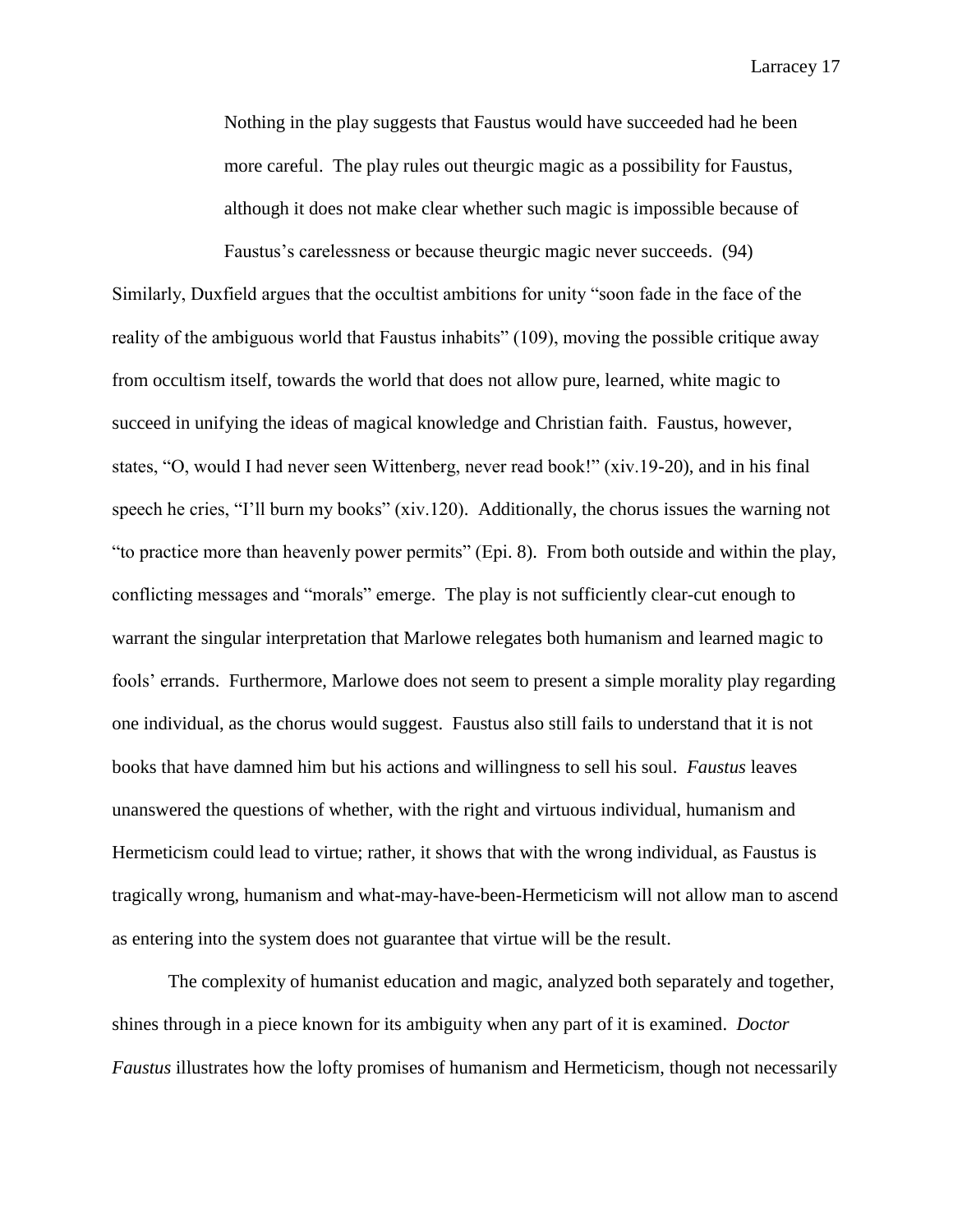> Nothing in the play suggests that Faustus would have succeeded had he been more careful. The play rules out theurgic magic as a possibility for Faustus, although it does not make clear whether such magic is impossible because of Faustus's carelessness or because theurgic magic never succeeds. (94)

Similarly, Duxfield argues that the occultist ambitions for unity "soon fade in the face of the reality of the ambiguous world that Faustus inhabits" (109), moving the possible critique away from occultism itself, towards the world that does not allow pure, learned, white magic to succeed in unifying the ideas of magical knowledge and Christian faith. Faustus, however, states, "O, would I had never seen Wittenberg, never read book!" (xiv.19-20), and in his final speech he cries, "I'll burn my books" (xiv.120). Additionally, the chorus issues the warning not "to practice more than heavenly power permits" (Epi. 8). From both outside and within the play, conflicting messages and "morals" emerge. The play is not sufficiently clear-cut enough to warrant the singular interpretation that Marlowe relegates both humanism and learned magic to fools' errands. Furthermore, Marlowe does not seem to present a simple morality play regarding one individual, as the chorus would suggest. Faustus also still fails to understand that it is not books that have damned him but his actions and willingness to sell his soul. *Faustus* leaves unanswered the questions of whether, with the right and virtuous individual, humanism and Hermeticism could lead to virtue; rather, it shows that with the wrong individual, as Faustus is tragically wrong, humanism and what-may-have-been-Hermeticism will not allow man to ascend as entering into the system does not guarantee that virtue will be the result.

The complexity of humanist education and magic, analyzed both separately and together, shines through in a piece known for its ambiguity when any part of it is examined. *Doctor Faustus* illustrates how the lofty promises of humanism and Hermeticism, though not necessarily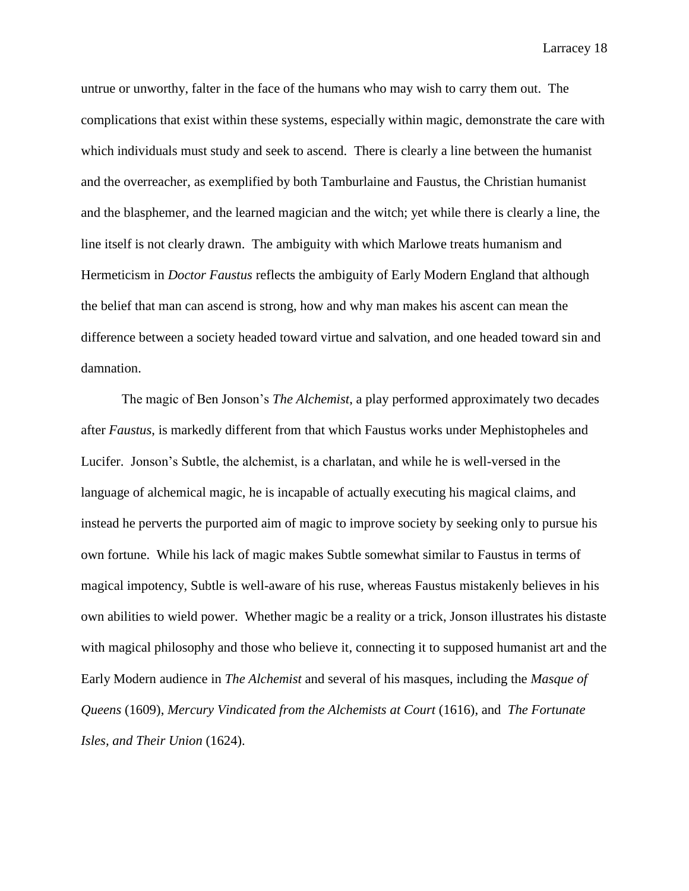untrue or unworthy, falter in the face of the humans who may wish to carry them out. The complications that exist within these systems, especially within magic, demonstrate the care with which individuals must study and seek to ascend. There is clearly a line between the humanist and the overreacher, as exemplified by both Tamburlaine and Faustus, the Christian humanist and the blasphemer, and the learned magician and the witch; yet while there is clearly a line, the line itself is not clearly drawn. The ambiguity with which Marlowe treats humanism and Hermeticism in *Doctor Faustus* reflects the ambiguity of Early Modern England that although the belief that man can ascend is strong, how and why man makes his ascent can mean the difference between a society headed toward virtue and salvation, and one headed toward sin and damnation.

The magic of Ben Jonson's *The Alchemist*, a play performed approximately two decades after *Faustus*, is markedly different from that which Faustus works under Mephistopheles and Lucifer. Jonson's Subtle, the alchemist, is a charlatan, and while he is well-versed in the language of alchemical magic, he is incapable of actually executing his magical claims, and instead he perverts the purported aim of magic to improve society by seeking only to pursue his own fortune. While his lack of magic makes Subtle somewhat similar to Faustus in terms of magical impotency, Subtle is well-aware of his ruse, whereas Faustus mistakenly believes in his own abilities to wield power. Whether magic be a reality or a trick, Jonson illustrates his distaste with magical philosophy and those who believe it, connecting it to supposed humanist art and the Early Modern audience in *The Alchemist* and several of his masques, including the *Masque of Queens* (1609), *Mercury Vindicated from the Alchemists at Court* (1616), and *The Fortunate Isles, and Their Union* (1624).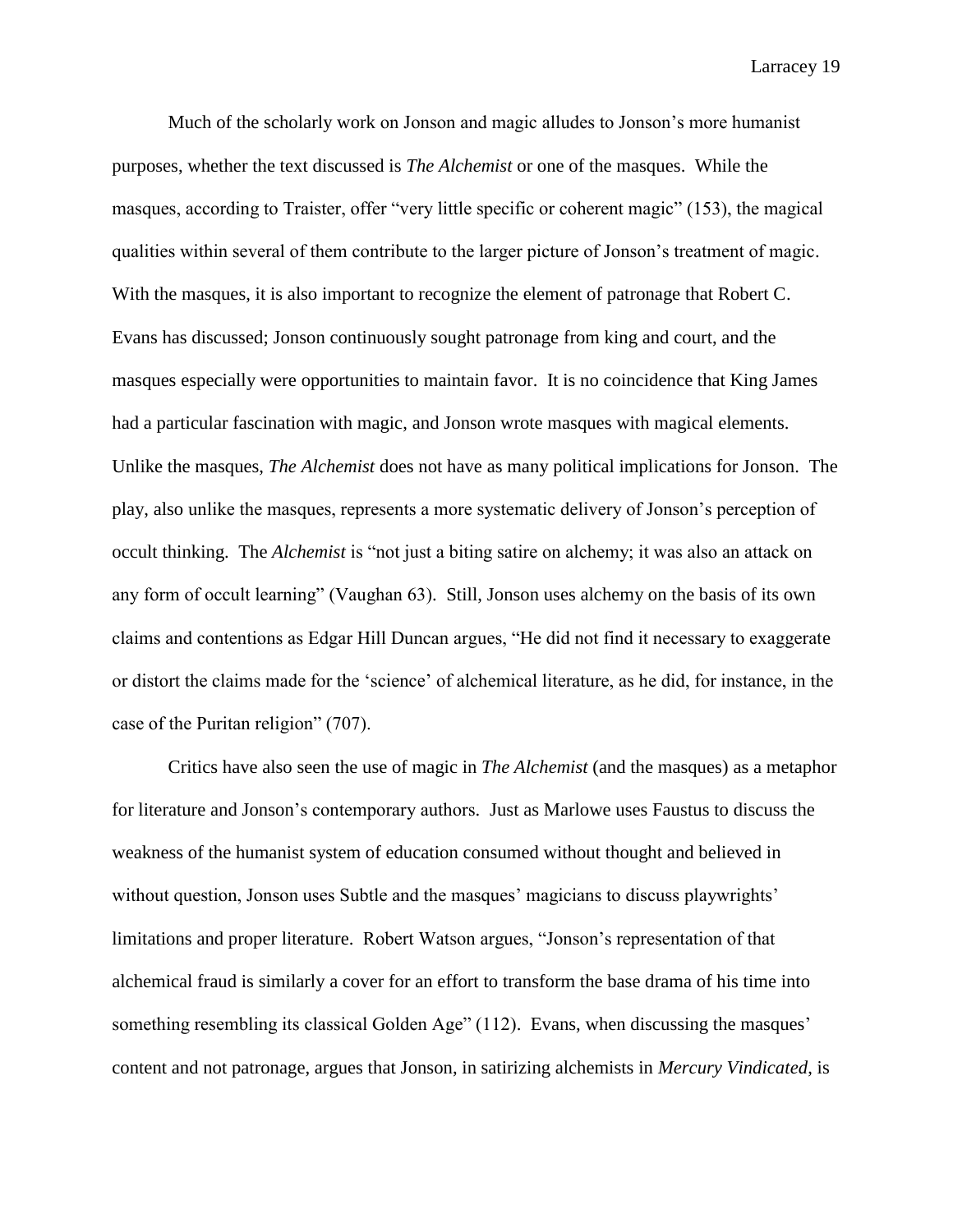Much of the scholarly work on Jonson and magic alludes to Jonson's more humanist purposes, whether the text discussed is *The Alchemist* or one of the masques. While the masques, according to Traister, offer "very little specific or coherent magic" (153), the magical qualities within several of them contribute to the larger picture of Jonson's treatment of magic. With the masques, it is also important to recognize the element of patronage that Robert C. Evans has discussed; Jonson continuously sought patronage from king and court, and the masques especially were opportunities to maintain favor. It is no coincidence that King James had a particular fascination with magic, and Jonson wrote masques with magical elements. Unlike the masques, *The Alchemist* does not have as many political implications for Jonson. The play, also unlike the masques, represents a more systematic delivery of Jonson's perception of occult thinking. The *Alchemist* is "not just a biting satire on alchemy; it was also an attack on any form of occult learning" (Vaughan 63). Still, Jonson uses alchemy on the basis of its own claims and contentions as Edgar Hill Duncan argues, "He did not find it necessary to exaggerate or distort the claims made for the 'science' of alchemical literature, as he did, for instance, in the case of the Puritan religion" (707).

Critics have also seen the use of magic in *The Alchemist* (and the masques) as a metaphor for literature and Jonson's contemporary authors. Just as Marlowe uses Faustus to discuss the weakness of the humanist system of education consumed without thought and believed in without question, Jonson uses Subtle and the masques' magicians to discuss playwrights' limitations and proper literature. Robert Watson argues, "Jonson's representation of that alchemical fraud is similarly a cover for an effort to transform the base drama of his time into something resembling its classical Golden Age" (112). Evans, when discussing the masques' content and not patronage, argues that Jonson, in satirizing alchemists in *Mercury Vindicated*, is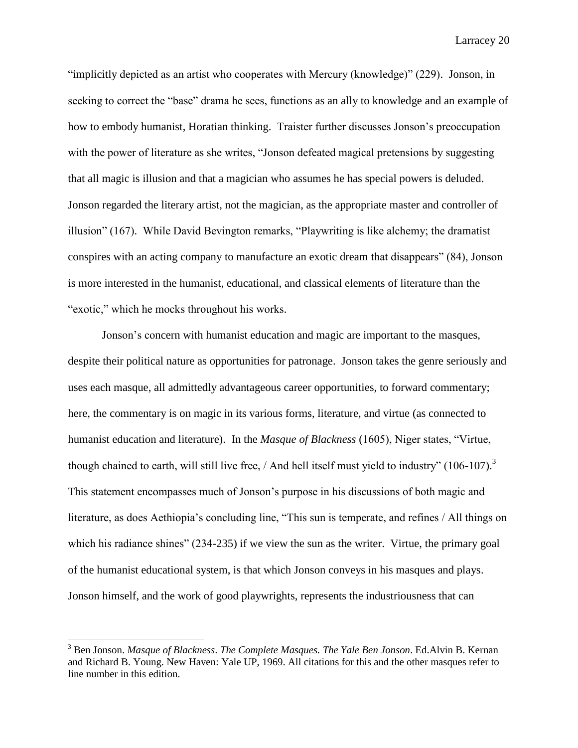"implicitly depicted as an artist who cooperates with Mercury (knowledge)" (229). Jonson, in seeking to correct the "base" drama he sees, functions as an ally to knowledge and an example of how to embody humanist, Horatian thinking. Traister further discusses Jonson's preoccupation with the power of literature as she writes, "Jonson defeated magical pretensions by suggesting that all magic is illusion and that a magician who assumes he has special powers is deluded. Jonson regarded the literary artist, not the magician, as the appropriate master and controller of illusion" (167). While David Bevington remarks, "Playwriting is like alchemy; the dramatist conspires with an acting company to manufacture an exotic dream that disappears" (84), Jonson is more interested in the humanist, educational, and classical elements of literature than the "exotic," which he mocks throughout his works.

Jonson's concern with humanist education and magic are important to the masques, despite their political nature as opportunities for patronage. Jonson takes the genre seriously and uses each masque, all admittedly advantageous career opportunities, to forward commentary; here, the commentary is on magic in its various forms, literature, and virtue (as connected to humanist education and literature). In the *Masque of Blackness* (1605), Niger states, "Virtue, though chained to earth, will still live free, / And hell itself must yield to industry" (106-107).[3] This statement encompasses much of Jonson's purpose in his discussions of both magic and literature, as does Aethiopia's concluding line, "This sun is temperate, and refines / All things on which his radiance shines" (234-235) if we view the sun as the writer. Virtue, the primary goal of the humanist educational system, is that which Jonson conveys in his masques and plays. Jonson himself, and the work of good playwrights, represents the industriousness that can

[3] Ben Jonson. *Masque of Blackness*. *The Complete Masques. The Yale Ben Jonson*. Ed.Alvin B. Kernan and Richard B. Young. New Haven: Yale UP, 1969. All citations for this and the other masques refer to line number in this edition.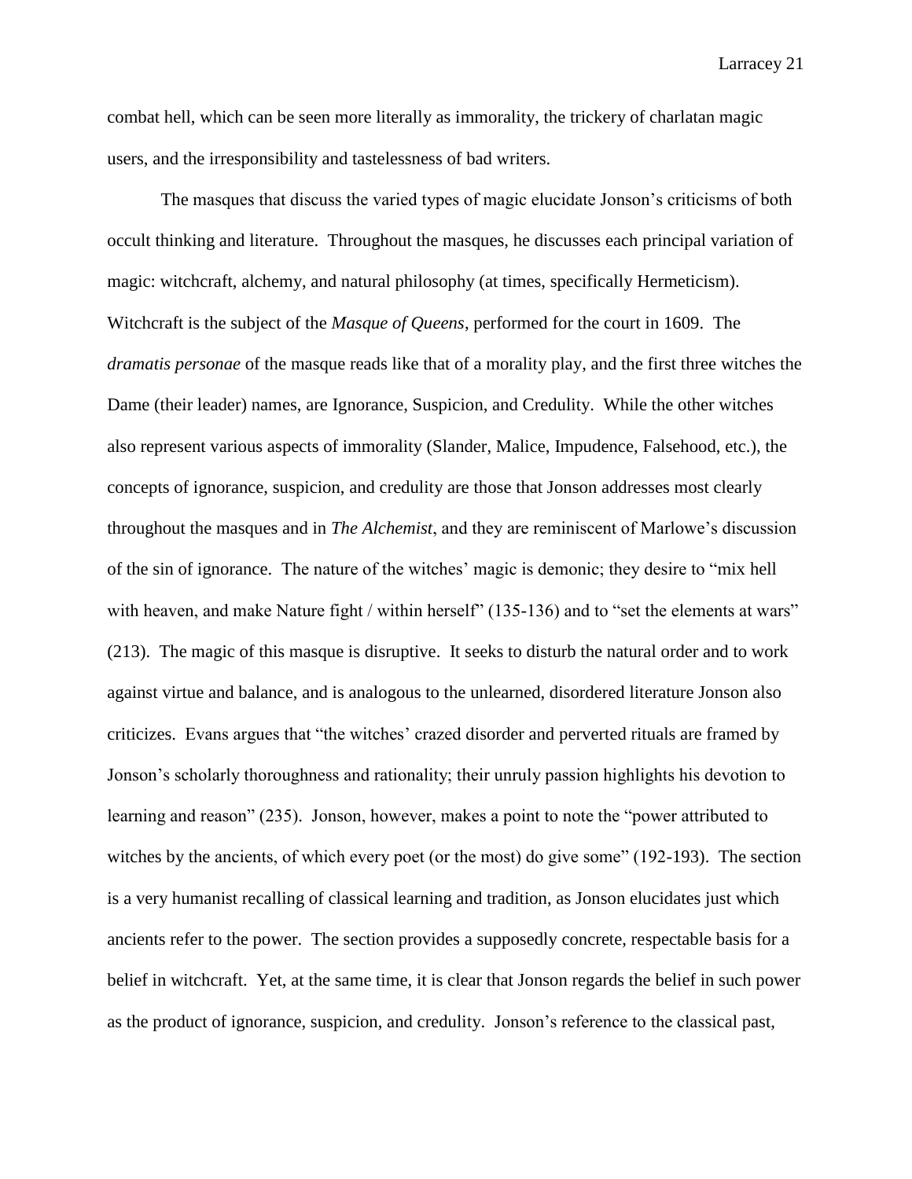combat hell, which can be seen more literally as immorality, the trickery of charlatan magic users, and the irresponsibility and tastelessness of bad writers.

The masques that discuss the varied types of magic elucidate Jonson's criticisms of both occult thinking and literature. Throughout the masques, he discusses each principal variation of magic: witchcraft, alchemy, and natural philosophy (at times, specifically Hermeticism). Witchcraft is the subject of the *Masque of Queens*, performed for the court in 1609. The *dramatis personae* of the masque reads like that of a morality play, and the first three witches the Dame (their leader) names, are Ignorance, Suspicion, and Credulity. While the other witches also represent various aspects of immorality (Slander, Malice, Impudence, Falsehood, etc.), the concepts of ignorance, suspicion, and credulity are those that Jonson addresses most clearly throughout the masques and in *The Alchemist*, and they are reminiscent of Marlowe's discussion of the sin of ignorance. The nature of the witches' magic is demonic; they desire to "mix hell with heaven, and make Nature fight / within herself" (135-136) and to "set the elements at wars" (213). The magic of this masque is disruptive. It seeks to disturb the natural order and to work against virtue and balance, and is analogous to the unlearned, disordered literature Jonson also criticizes. Evans argues that "the witches' crazed disorder and perverted rituals are framed by Jonson's scholarly thoroughness and rationality; their unruly passion highlights his devotion to learning and reason" (235). Jonson, however, makes a point to note the "power attributed to witches by the ancients, of which every poet (or the most) do give some" (192-193). The section is a very humanist recalling of classical learning and tradition, as Jonson elucidates just which ancients refer to the power. The section provides a supposedly concrete, respectable basis for a belief in witchcraft. Yet, at the same time, it is clear that Jonson regards the belief in such power as the product of ignorance, suspicion, and credulity. Jonson's reference to the classical past,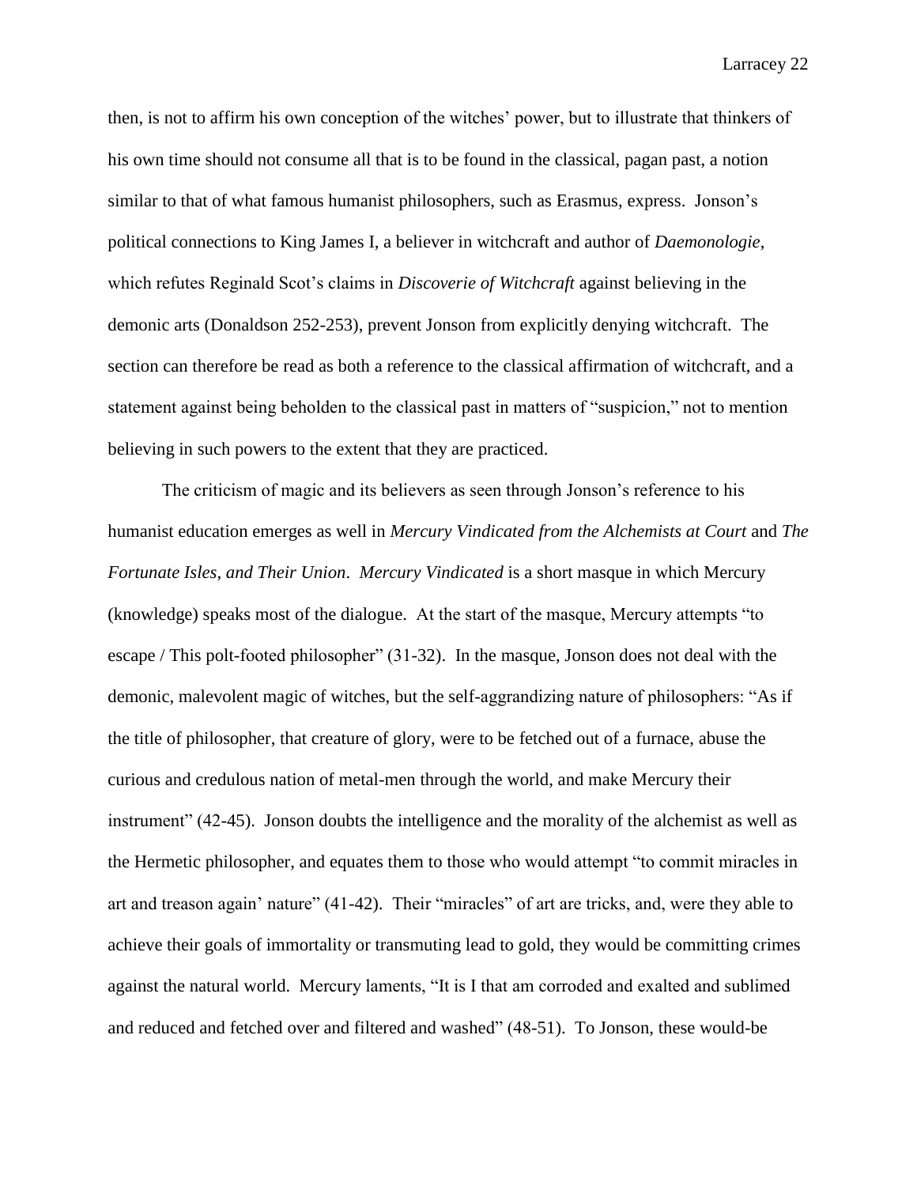then, is not to affirm his own conception of the witches' power, but to illustrate that thinkers of his own time should not consume all that is to be found in the classical, pagan past, a notion similar to that of what famous humanist philosophers, such as Erasmus, express. Jonson's political connections to King James I, a believer in witchcraft and author of *Daemonologie*, which refutes Reginald Scot's claims in *Discoverie of Witchcraft* against believing in the demonic arts (Donaldson 252-253), prevent Jonson from explicitly denying witchcraft. The section can therefore be read as both a reference to the classical affirmation of witchcraft, and a statement against being beholden to the classical past in matters of "suspicion," not to mention believing in such powers to the extent that they are practiced.

The criticism of magic and its believers as seen through Jonson's reference to his humanist education emerges as well in *Mercury Vindicated from the Alchemists at Court* and *The Fortunate Isles, and Their Union*. *Mercury Vindicated* is a short masque in which Mercury (knowledge) speaks most of the dialogue. At the start of the masque, Mercury attempts "to escape / This polt-footed philosopher" (31-32). In the masque, Jonson does not deal with the demonic, malevolent magic of witches, but the self-aggrandizing nature of philosophers: "As if the title of philosopher, that creature of glory, were to be fetched out of a furnace, abuse the curious and credulous nation of metal-men through the world, and make Mercury their instrument" (42-45). Jonson doubts the intelligence and the morality of the alchemist as well as the Hermetic philosopher, and equates them to those who would attempt "to commit miracles in art and treason again' nature" (41-42). Their "miracles" of art are tricks, and, were they able to achieve their goals of immortality or transmuting lead to gold, they would be committing crimes against the natural world. Mercury laments, "It is I that am corroded and exalted and sublimed and reduced and fetched over and filtered and washed" (48-51). To Jonson, these would-be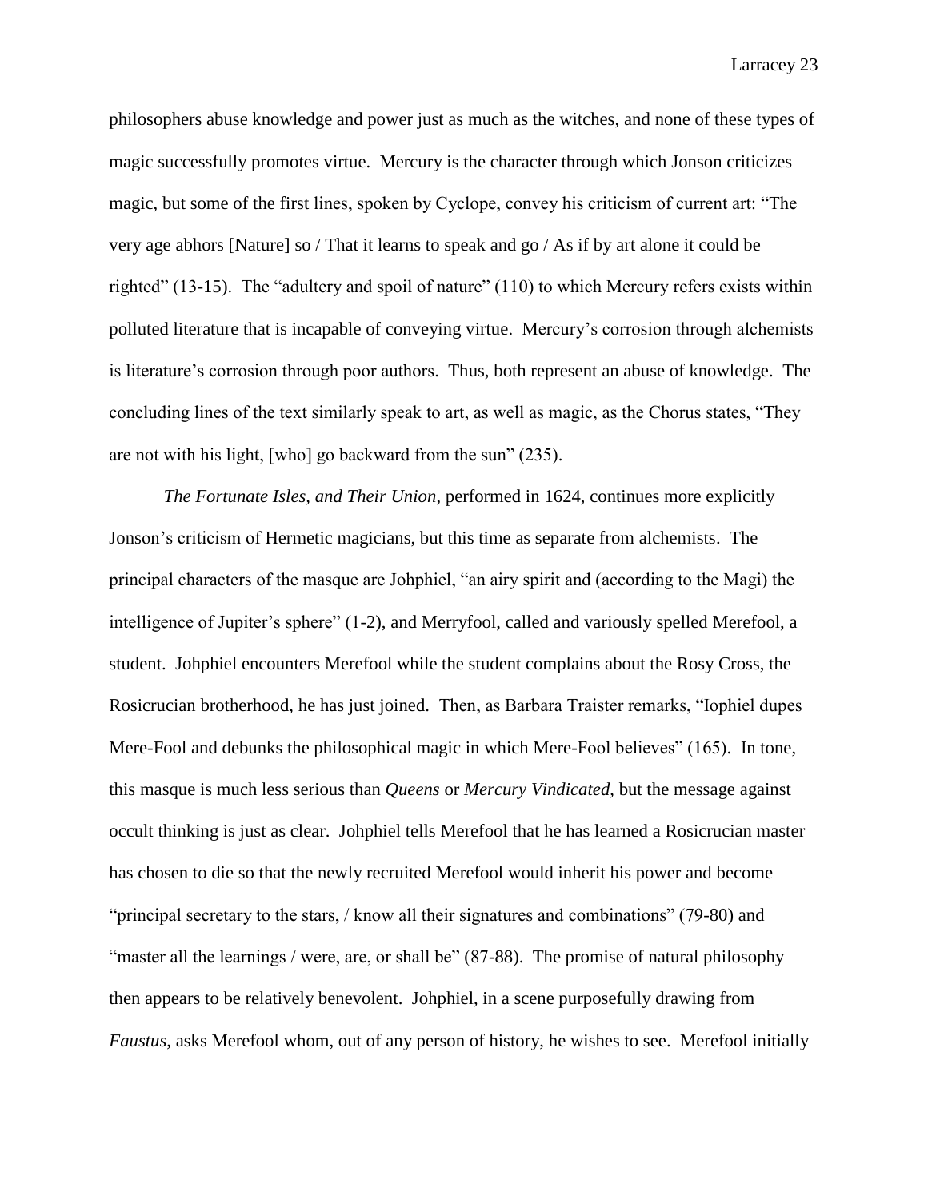philosophers abuse knowledge and power just as much as the witches, and none of these types of magic successfully promotes virtue. Mercury is the character through which Jonson criticizes magic, but some of the first lines, spoken by Cyclope, convey his criticism of current art: "The very age abhors [Nature] so / That it learns to speak and go / As if by art alone it could be righted" (13-15). The "adultery and spoil of nature" (110) to which Mercury refers exists within polluted literature that is incapable of conveying virtue. Mercury's corrosion through alchemists is literature's corrosion through poor authors. Thus, both represent an abuse of knowledge. The concluding lines of the text similarly speak to art, as well as magic, as the Chorus states, "They are not with his light, [who] go backward from the sun" (235).

*The Fortunate Isles, and Their Union*, performed in 1624, continues more explicitly Jonson's criticism of Hermetic magicians, but this time as separate from alchemists. The principal characters of the masque are Johphiel, "an airy spirit and (according to the Magi) the intelligence of Jupiter's sphere" (1-2), and Merryfool, called and variously spelled Merefool, a student. Johphiel encounters Merefool while the student complains about the Rosy Cross, the Rosicrucian brotherhood, he has just joined. Then, as Barbara Traister remarks, "Iophiel dupes Mere-Fool and debunks the philosophical magic in which Mere-Fool believes" (165). In tone, this masque is much less serious than *Queens* or *Mercury Vindicated*, but the message against occult thinking is just as clear. Johphiel tells Merefool that he has learned a Rosicrucian master has chosen to die so that the newly recruited Merefool would inherit his power and become "principal secretary to the stars, / know all their signatures and combinations" (79-80) and "master all the learnings / were, are, or shall be" (87-88). The promise of natural philosophy then appears to be relatively benevolent. Johphiel, in a scene purposefully drawing from *Faustus*, asks Merefool whom, out of any person of history, he wishes to see. Merefool initially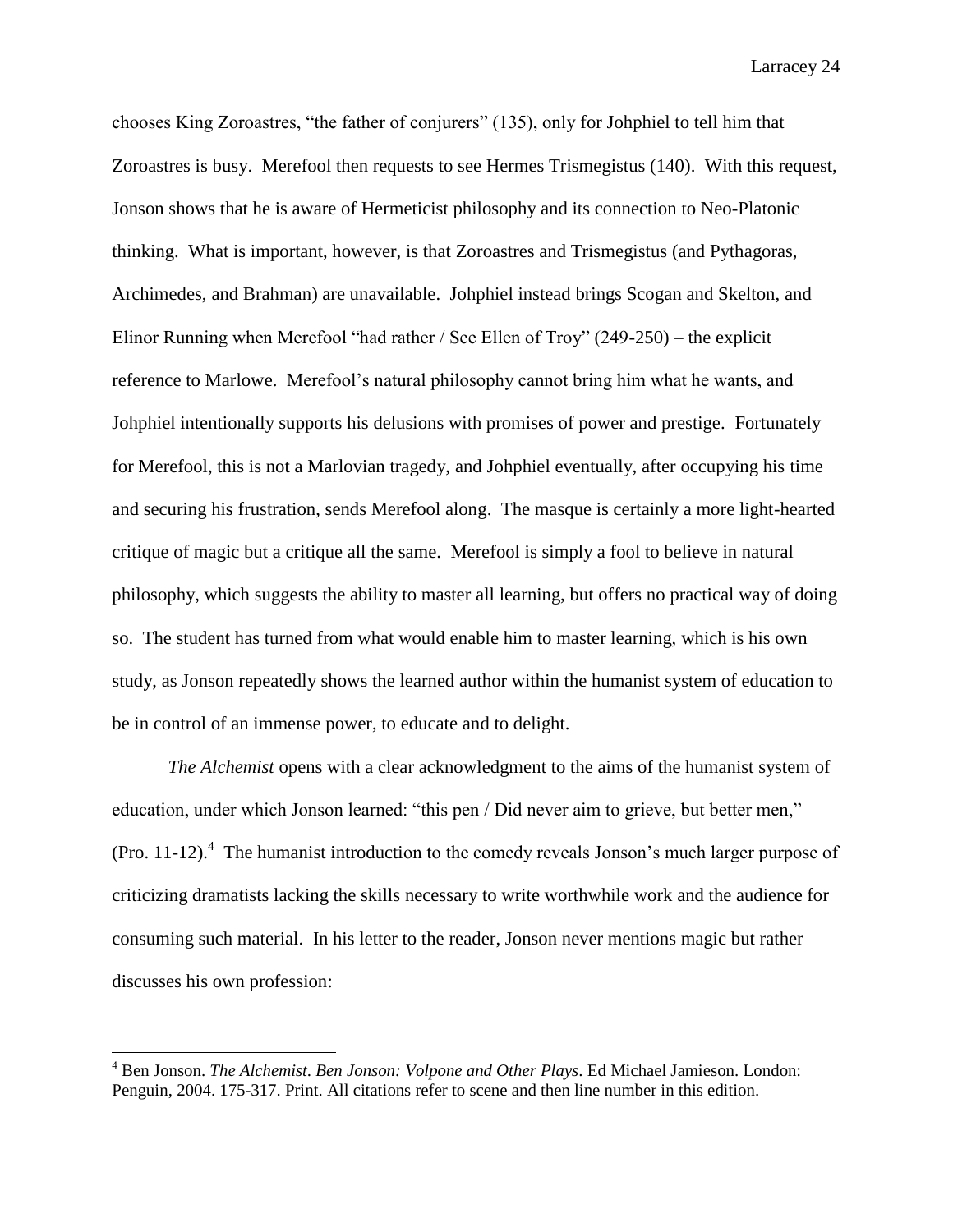chooses King Zoroastres, "the father of conjurers" (135), only for Johphiel to tell him that Zoroastres is busy. Merefool then requests to see Hermes Trismegistus (140). With this request, Jonson shows that he is aware of Hermeticist philosophy and its connection to Neo-Platonic thinking. What is important, however, is that Zoroastres and Trismegistus (and Pythagoras, Archimedes, and Brahman) are unavailable. Johphiel instead brings Scogan and Skelton, and Elinor Running when Merefool "had rather / See Ellen of Troy" (249-250) – the explicit reference to Marlowe. Merefool's natural philosophy cannot bring him what he wants, and Johphiel intentionally supports his delusions with promises of power and prestige. Fortunately for Merefool, this is not a Marlovian tragedy, and Johphiel eventually, after occupying his time and securing his frustration, sends Merefool along. The masque is certainly a more light-hearted critique of magic but a critique all the same. Merefool is simply a fool to believe in natural philosophy, which suggests the ability to master all learning, but offers no practical way of doing so. The student has turned from what would enable him to master learning, which is his own study, as Jonson repeatedly shows the learned author within the humanist system of education to be in control of an immense power, to educate and to delight.

*The Alchemist* opens with a clear acknowledgment to the aims of the humanist system of education, under which Jonson learned: "this pen / Did never aim to grieve, but better men," (Pro. 11-12).[4] The humanist introduction to the comedy reveals Jonson's much larger purpose of criticizing dramatists lacking the skills necessary to write worthwhile work and the audience for consuming such material. In his letter to the reader, Jonson never mentions magic but rather discusses his own profession:

---

[4] Ben Jonson. *The Alchemist*. *Ben Jonson: Volpone and Other Plays*. Ed Michael Jamieson. London: Penguin, 2004. 175-317. Print. All citations refer to scene and then line number in this edition.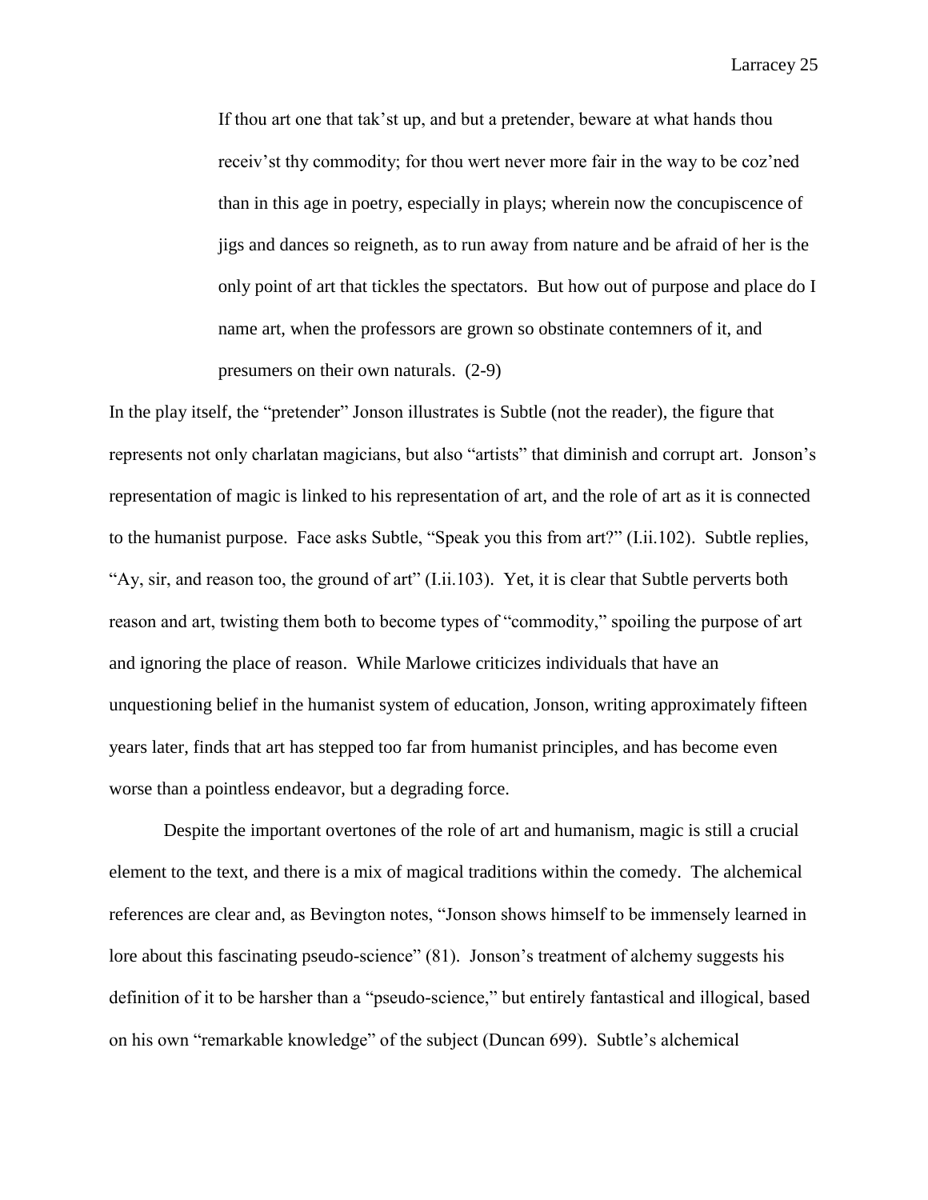> If thou art one that tak'st up, and but a pretender, beware at what hands thou receiv'st thy commodity; for thou wert never more fair in the way to be coz'ned than in this age in poetry, especially in plays; wherein now the concupiscence of jigs and dances so reigneth, as to run away from nature and be afraid of her is the only point of art that tickles the spectators. But how out of purpose and place do I name art, when the professors are grown so obstinate contemners of it, and presumers on their own naturals. (2-9)

In the play itself, the "pretender" Jonson illustrates is Subtle (not the reader), the figure that represents not only charlatan magicians, but also "artists" that diminish and corrupt art. Jonson's representation of magic is linked to his representation of art, and the role of art as it is connected to the humanist purpose. Face asks Subtle, "Speak you this from art?" (I.ii.102). Subtle replies, "Ay, sir, and reason too, the ground of art" (I.ii.103). Yet, it is clear that Subtle perverts both reason and art, twisting them both to become types of "commodity," spoiling the purpose of art and ignoring the place of reason. While Marlowe criticizes individuals that have an unquestioning belief in the humanist system of education, Jonson, writing approximately fifteen years later, finds that art has stepped too far from humanist principles, and has become even worse than a pointless endeavor, but a degrading force.

Despite the important overtones of the role of art and humanism, magic is still a crucial element to the text, and there is a mix of magical traditions within the comedy. The alchemical references are clear and, as Bevington notes, "Jonson shows himself to be immensely learned in lore about this fascinating pseudo-science" (81). Jonson's treatment of alchemy suggests his definition of it to be harsher than a "pseudo-science," but entirely fantastical and illogical, based on his own "remarkable knowledge" of the subject (Duncan 699). Subtle's alchemical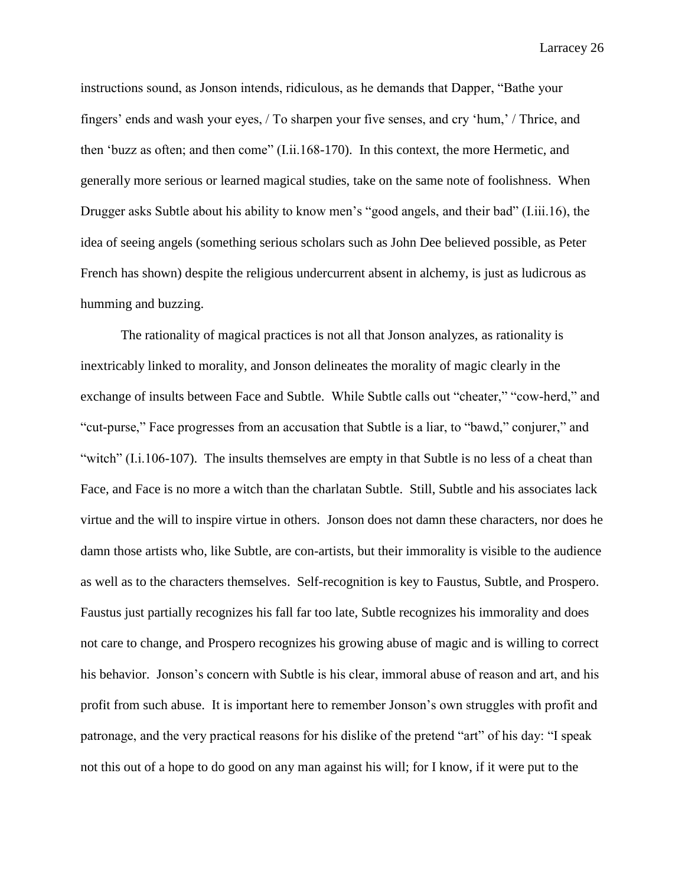instructions sound, as Jonson intends, ridiculous, as he demands that Dapper, "Bathe your fingers' ends and wash your eyes, / To sharpen your five senses, and cry 'hum,' / Thrice, and then 'buzz as often; and then come" (I.ii.168-170). In this context, the more Hermetic, and generally more serious or learned magical studies, take on the same note of foolishness. When Drugger asks Subtle about his ability to know men's "good angels, and their bad" (I.iii.16), the idea of seeing angels (something serious scholars such as John Dee believed possible, as Peter French has shown) despite the religious undercurrent absent in alchemy, is just as ludicrous as humming and buzzing.

The rationality of magical practices is not all that Jonson analyzes, as rationality is inextricably linked to morality, and Jonson delineates the morality of magic clearly in the exchange of insults between Face and Subtle. While Subtle calls out "cheater," "cow-herd," and "cut-purse," Face progresses from an accusation that Subtle is a liar, to "bawd," conjurer," and "witch" (I.i.106-107). The insults themselves are empty in that Subtle is no less of a cheat than Face, and Face is no more a witch than the charlatan Subtle. Still, Subtle and his associates lack virtue and the will to inspire virtue in others. Jonson does not damn these characters, nor does he damn those artists who, like Subtle, are con-artists, but their immorality is visible to the audience as well as to the characters themselves. Self-recognition is key to Faustus, Subtle, and Prospero. Faustus just partially recognizes his fall far too late, Subtle recognizes his immorality and does not care to change, and Prospero recognizes his growing abuse of magic and is willing to correct his behavior. Jonson's concern with Subtle is his clear, immoral abuse of reason and art, and his profit from such abuse. It is important here to remember Jonson's own struggles with profit and patronage, and the very practical reasons for his dislike of the pretend "art" of his day: "I speak not this out of a hope to do good on any man against his will; for I know, if it were put to the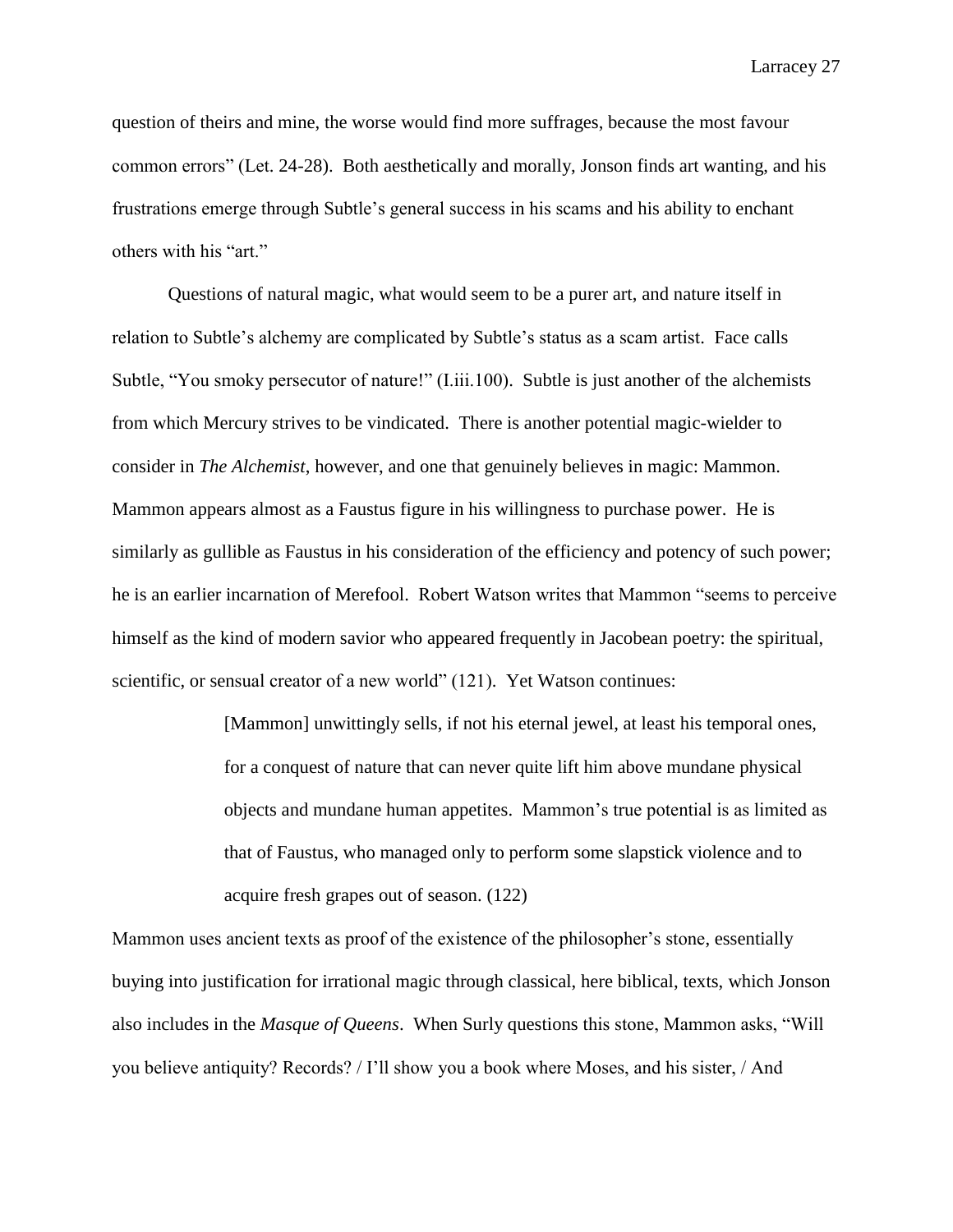question of theirs and mine, the worse would find more suffrages, because the most favour common errors" (Let. 24-28). Both aesthetically and morally, Jonson finds art wanting, and his frustrations emerge through Subtle's general success in his scams and his ability to enchant others with his "art."

Questions of natural magic, what would seem to be a purer art, and nature itself in relation to Subtle's alchemy are complicated by Subtle's status as a scam artist. Face calls Subtle, "You smoky persecutor of nature!" (I.iii.100). Subtle is just another of the alchemists from which Mercury strives to be vindicated. There is another potential magic-wielder to consider in *The Alchemist*, however, and one that genuinely believes in magic: Mammon. Mammon appears almost as a Faustus figure in his willingness to purchase power. He is similarly as gullible as Faustus in his consideration of the efficiency and potency of such power; he is an earlier incarnation of Merefool. Robert Watson writes that Mammon "seems to perceive himself as the kind of modern savior who appeared frequently in Jacobean poetry: the spiritual, scientific, or sensual creator of a new world" (121). Yet Watson continues:

> [Mammon] unwittingly sells, if not his eternal jewel, at least his temporal ones, for a conquest of nature that can never quite lift him above mundane physical objects and mundane human appetites. Mammon's true potential is as limited as that of Faustus, who managed only to perform some slapstick violence and to acquire fresh grapes out of season. (122)

Mammon uses ancient texts as proof of the existence of the philosopher's stone, essentially buying into justification for irrational magic through classical, here biblical, texts, which Jonson also includes in the *Masque of Queens*. When Surly questions this stone, Mammon asks, "Will you believe antiquity? Records? / I'll show you a book where Moses, and his sister, / And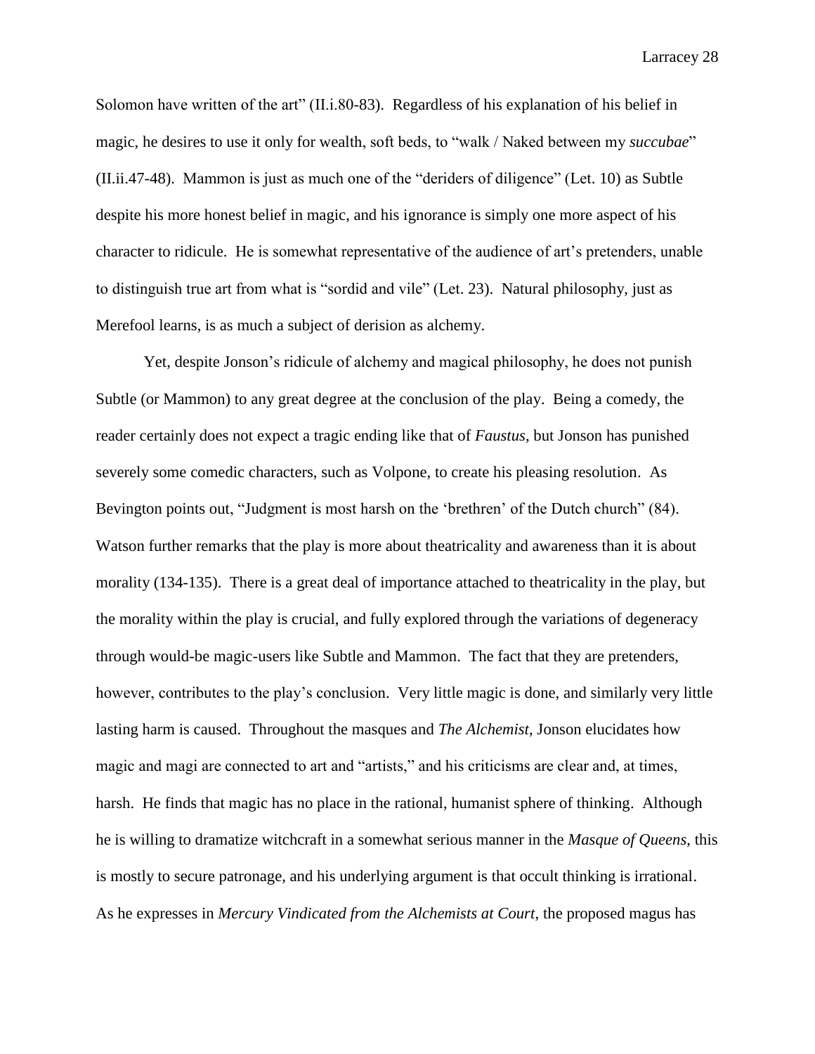Solomon have written of the art" (II.i.80-83). Regardless of his explanation of his belief in magic, he desires to use it only for wealth, soft beds, to "walk / Naked between my *succubae*" (II.ii.47-48). Mammon is just as much one of the "deriders of diligence" (Let. 10) as Subtle despite his more honest belief in magic, and his ignorance is simply one more aspect of his character to ridicule. He is somewhat representative of the audience of art's pretenders, unable to distinguish true art from what is "sordid and vile" (Let. 23). Natural philosophy, just as Merefool learns, is as much a subject of derision as alchemy.

Yet, despite Jonson's ridicule of alchemy and magical philosophy, he does not punish Subtle (or Mammon) to any great degree at the conclusion of the play. Being a comedy, the reader certainly does not expect a tragic ending like that of *Faustus*, but Jonson has punished severely some comedic characters, such as Volpone, to create his pleasing resolution. As Bevington points out, "Judgment is most harsh on the 'brethren' of the Dutch church" (84). Watson further remarks that the play is more about theatricality and awareness than it is about morality (134-135). There is a great deal of importance attached to theatricality in the play, but the morality within the play is crucial, and fully explored through the variations of degeneracy through would-be magic-users like Subtle and Mammon. The fact that they are pretenders, however, contributes to the play's conclusion. Very little magic is done, and similarly very little lasting harm is caused. Throughout the masques and *The Alchemist*, Jonson elucidates how magic and magi are connected to art and "artists," and his criticisms are clear and, at times, harsh. He finds that magic has no place in the rational, humanist sphere of thinking. Although he is willing to dramatize witchcraft in a somewhat serious manner in the *Masque of Queens*, this is mostly to secure patronage, and his underlying argument is that occult thinking is irrational. As he expresses in *Mercury Vindicated from the Alchemists at Court*, the proposed magus has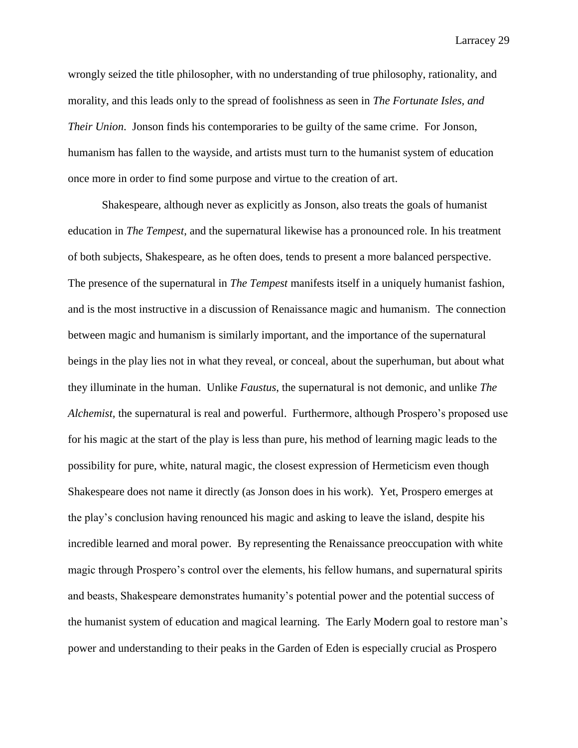wrongly seized the title philosopher, with no understanding of true philosophy, rationality, and morality, and this leads only to the spread of foolishness as seen in *The Fortunate Isles, and Their Union*. Jonson finds his contemporaries to be guilty of the same crime. For Jonson, humanism has fallen to the wayside, and artists must turn to the humanist system of education once more in order to find some purpose and virtue to the creation of art.

Shakespeare, although never as explicitly as Jonson, also treats the goals of humanist education in *The Tempest*, and the supernatural likewise has a pronounced role. In his treatment of both subjects, Shakespeare, as he often does, tends to present a more balanced perspective. The presence of the supernatural in *The Tempest* manifests itself in a uniquely humanist fashion, and is the most instructive in a discussion of Renaissance magic and humanism. The connection between magic and humanism is similarly important, and the importance of the supernatural beings in the play lies not in what they reveal, or conceal, about the superhuman, but about what they illuminate in the human. Unlike *Faustus*, the supernatural is not demonic, and unlike *The Alchemist*, the supernatural is real and powerful. Furthermore, although Prospero's proposed use for his magic at the start of the play is less than pure, his method of learning magic leads to the possibility for pure, white, natural magic, the closest expression of Hermeticism even though Shakespeare does not name it directly (as Jonson does in his work). Yet, Prospero emerges at the play's conclusion having renounced his magic and asking to leave the island, despite his incredible learned and moral power. By representing the Renaissance preoccupation with white magic through Prospero's control over the elements, his fellow humans, and supernatural spirits and beasts, Shakespeare demonstrates humanity's potential power and the potential success of the humanist system of education and magical learning. The Early Modern goal to restore man's power and understanding to their peaks in the Garden of Eden is especially crucial as Prospero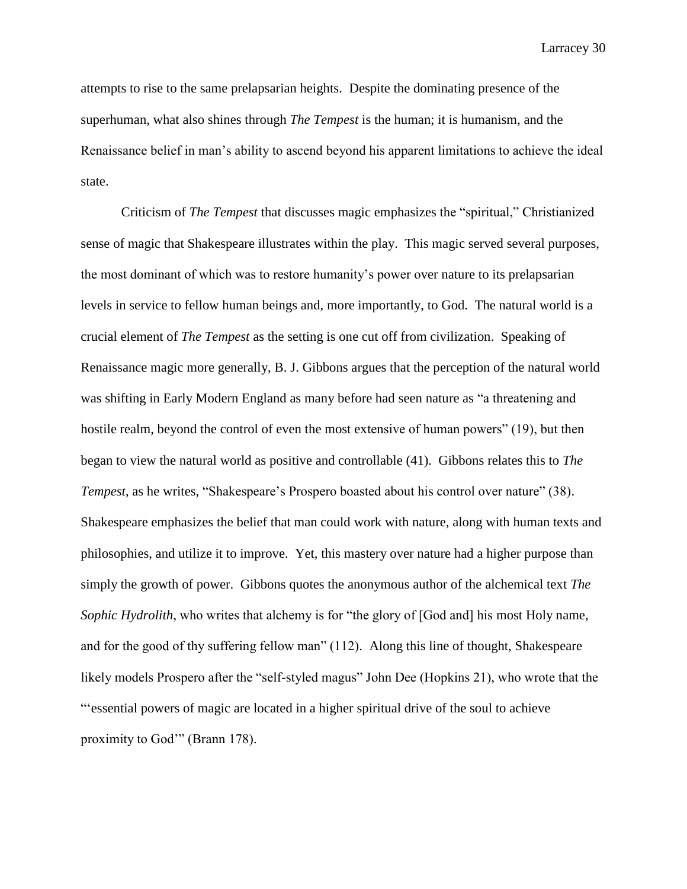attempts to rise to the same prelapsarian heights. Despite the dominating presence of the superhuman, what also shines through *The Tempest* is the human; it is humanism, and the Renaissance belief in man's ability to ascend beyond his apparent limitations to achieve the ideal state.

Criticism of *The Tempest* that discusses magic emphasizes the "spiritual," Christianized sense of magic that Shakespeare illustrates within the play. This magic served several purposes, the most dominant of which was to restore humanity's power over nature to its prelapsarian levels in service to fellow human beings and, more importantly, to God. The natural world is a crucial element of *The Tempest* as the setting is one cut off from civilization. Speaking of Renaissance magic more generally, B. J. Gibbons argues that the perception of the natural world was shifting in Early Modern England as many before had seen nature as "a threatening and hostile realm, beyond the control of even the most extensive of human powers" (19), but then began to view the natural world as positive and controllable (41). Gibbons relates this to *The Tempest*, as he writes, "Shakespeare's Prospero boasted about his control over nature" (38). Shakespeare emphasizes the belief that man could work with nature, along with human texts and philosophies, and utilize it to improve. Yet, this mastery over nature had a higher purpose than simply the growth of power. Gibbons quotes the anonymous author of the alchemical text *The Sophic Hydrolith*, who writes that alchemy is for "the glory of [God and] his most Holy name, and for the good of thy suffering fellow man" (112). Along this line of thought, Shakespeare likely models Prospero after the "self-styled magus" John Dee (Hopkins 21), who wrote that the "'essential powers of magic are located in a higher spiritual drive of the soul to achieve proximity to God'" (Brann 178).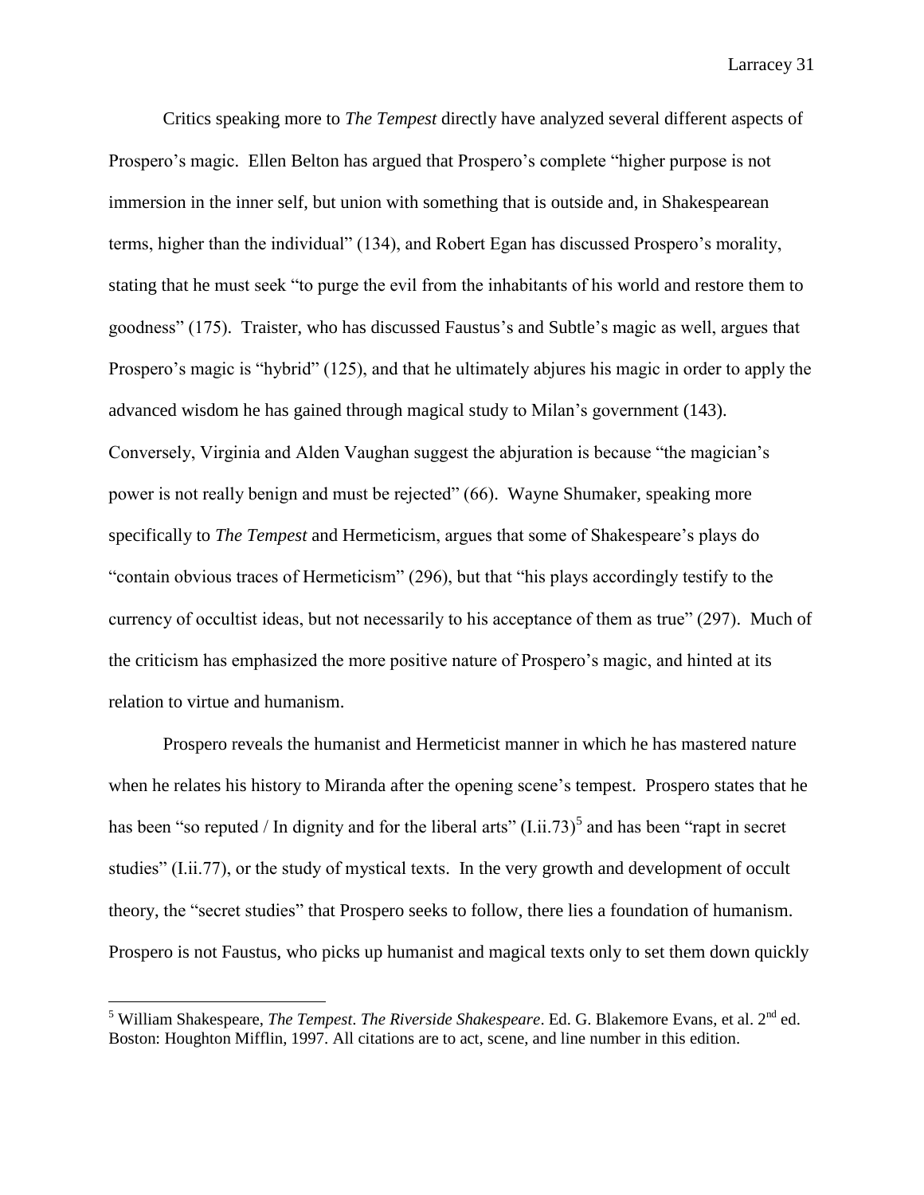Critics speaking more to *The Tempest* directly have analyzed several different aspects of Prospero's magic. Ellen Belton has argued that Prospero's complete "higher purpose is not immersion in the inner self, but union with something that is outside and, in Shakespearean terms, higher than the individual" (134), and Robert Egan has discussed Prospero's morality, stating that he must seek "to purge the evil from the inhabitants of his world and restore them to goodness" (175). Traister, who has discussed Faustus's and Subtle's magic as well, argues that Prospero's magic is "hybrid" (125), and that he ultimately abjures his magic in order to apply the advanced wisdom he has gained through magical study to Milan's government (143). Conversely, Virginia and Alden Vaughan suggest the abjuration is because "the magician's power is not really benign and must be rejected" (66). Wayne Shumaker, speaking more specifically to *The Tempest* and Hermeticism, argues that some of Shakespeare's plays do "contain obvious traces of Hermeticism" (296), but that "his plays accordingly testify to the currency of occultist ideas, but not necessarily to his acceptance of them as true" (297). Much of the criticism has emphasized the more positive nature of Prospero's magic, and hinted at its relation to virtue and humanism.

Prospero reveals the humanist and Hermeticist manner in which he has mastered nature when he relates his history to Miranda after the opening scene's tempest. Prospero states that he has been "so reputed / In dignity and for the liberal arts" (I.ii.73)[5] and has been "rapt in secret studies" (I.ii.77), or the study of mystical texts. In the very growth and development of occult theory, the "secret studies" that Prospero seeks to follow, there lies a foundation of humanism. Prospero is not Faustus, who picks up humanist and magical texts only to set them down quickly

---

[5] William Shakespeare, *The Tempest*. *The Riverside Shakespeare*. Ed. G. Blakemore Evans, et al. 2nd ed. Boston: Houghton Mifflin, 1997. All citations are to act, scene, and line number in this edition.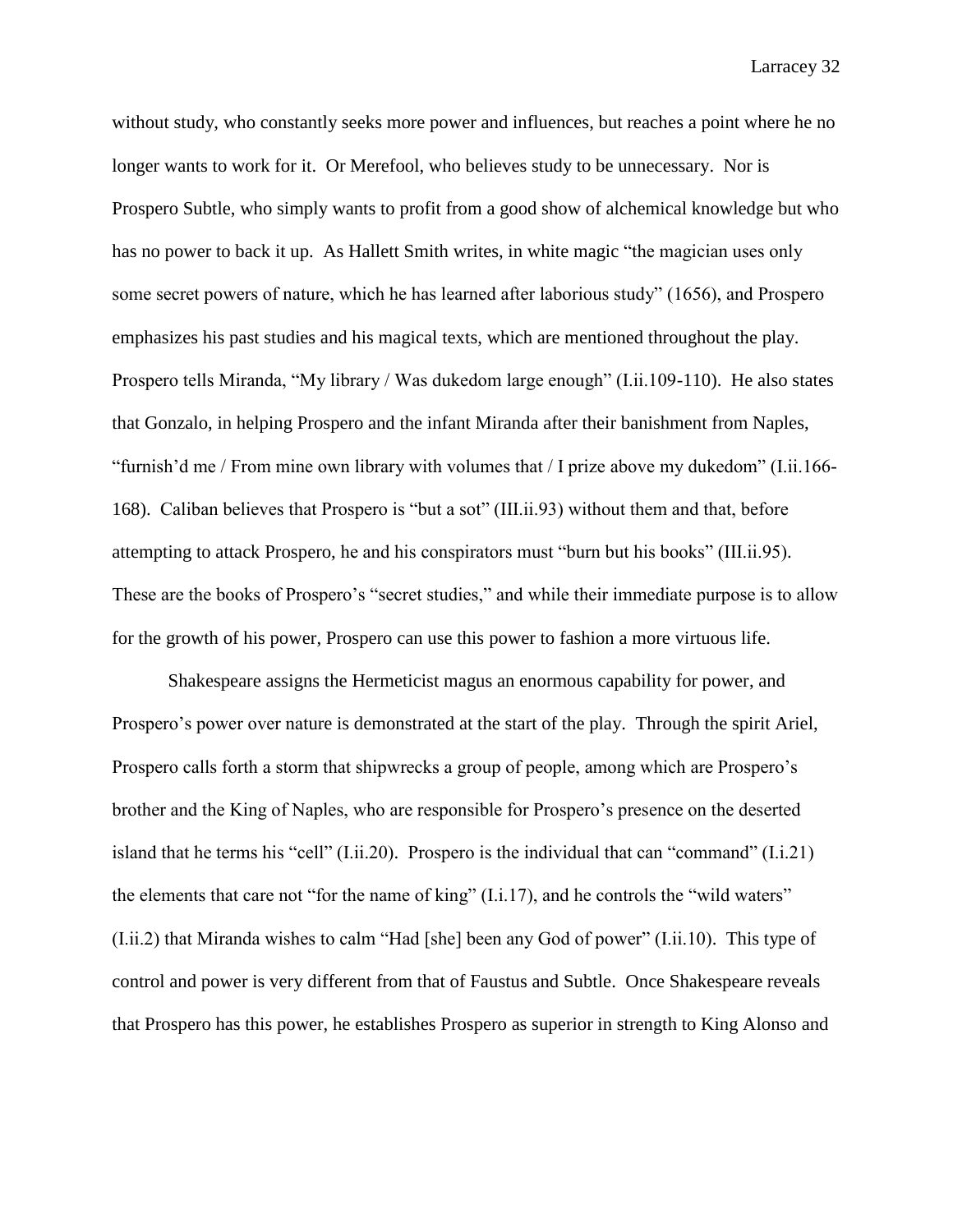without study, who constantly seeks more power and influences, but reaches a point where he no longer wants to work for it. Or Merefool, who believes study to be unnecessary. Nor is Prospero Subtle, who simply wants to profit from a good show of alchemical knowledge but who has no power to back it up. As Hallett Smith writes, in white magic "the magician uses only some secret powers of nature, which he has learned after laborious study" (1656), and Prospero emphasizes his past studies and his magical texts, which are mentioned throughout the play. Prospero tells Miranda, "My library / Was dukedom large enough" (I.ii.109-110). He also states that Gonzalo, in helping Prospero and the infant Miranda after their banishment from Naples, "furnish'd me / From mine own library with volumes that / I prize above my dukedom" (I.ii.166-168). Caliban believes that Prospero is "but a sot" (III.ii.93) without them and that, before attempting to attack Prospero, he and his conspirators must "burn but his books" (III.ii.95). These are the books of Prospero's "secret studies," and while their immediate purpose is to allow for the growth of his power, Prospero can use this power to fashion a more virtuous life.

Shakespeare assigns the Hermeticist magus an enormous capability for power, and Prospero's power over nature is demonstrated at the start of the play. Through the spirit Ariel, Prospero calls forth a storm that shipwrecks a group of people, among which are Prospero's brother and the King of Naples, who are responsible for Prospero's presence on the deserted island that he terms his "cell" (I.ii.20). Prospero is the individual that can "command" (I.i.21) the elements that care not "for the name of king" (I.i.17), and he controls the "wild waters" (I.ii.2) that Miranda wishes to calm "Had [she] been any God of power" (I.ii.10). This type of control and power is very different from that of Faustus and Subtle. Once Shakespeare reveals that Prospero has this power, he establishes Prospero as superior in strength to King Alonso and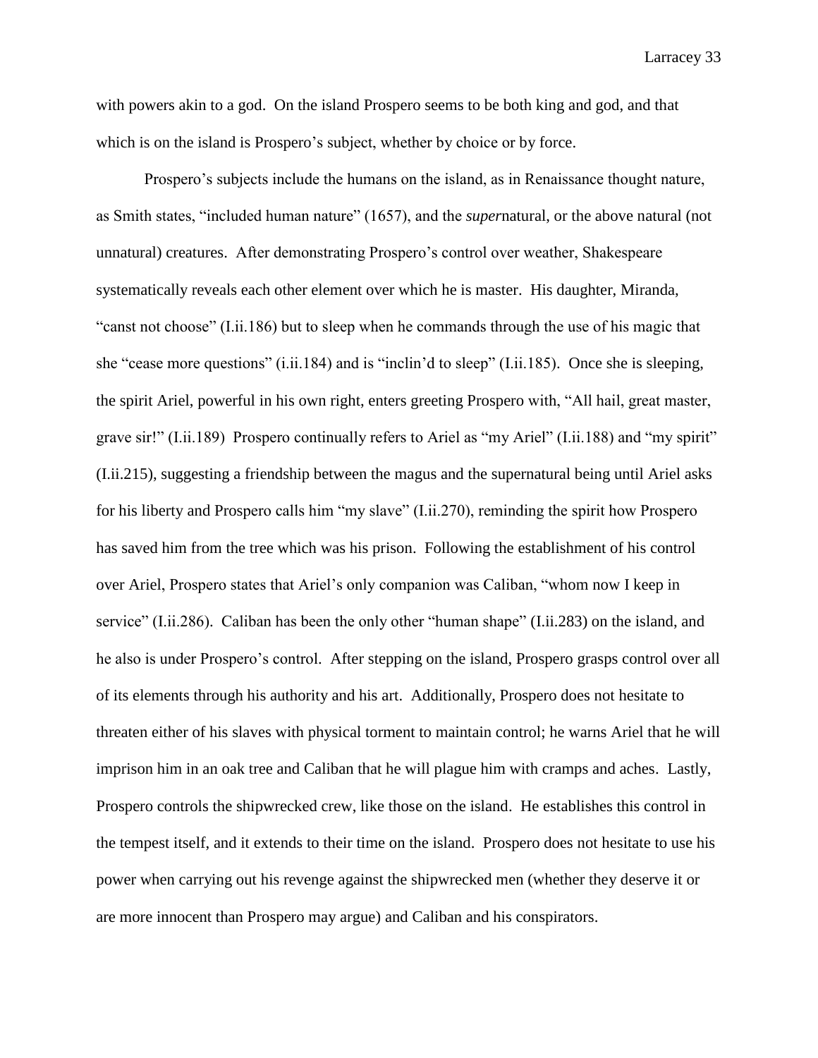with powers akin to a god. On the island Prospero seems to be both king and god, and that which is on the island is Prospero's subject, whether by choice or by force.

Prospero's subjects include the humans on the island, as in Renaissance thought nature, as Smith states, "included human nature" (1657), and the *super*natural, or the above natural (not unnatural) creatures. After demonstrating Prospero's control over weather, Shakespeare systematically reveals each other element over which he is master. His daughter, Miranda, "canst not choose" (I.ii.186) but to sleep when he commands through the use of his magic that she "cease more questions" (i.ii.184) and is "inclin'd to sleep" (I.ii.185). Once she is sleeping, the spirit Ariel, powerful in his own right, enters greeting Prospero with, "All hail, great master, grave sir!" (I.ii.189) Prospero continually refers to Ariel as "my Ariel" (I.ii.188) and "my spirit" (I.ii.215), suggesting a friendship between the magus and the supernatural being until Ariel asks for his liberty and Prospero calls him "my slave" (I.ii.270), reminding the spirit how Prospero has saved him from the tree which was his prison. Following the establishment of his control over Ariel, Prospero states that Ariel's only companion was Caliban, "whom now I keep in service" (I.ii.286). Caliban has been the only other "human shape" (I.ii.283) on the island, and he also is under Prospero's control. After stepping on the island, Prospero grasps control over all of its elements through his authority and his art. Additionally, Prospero does not hesitate to threaten either of his slaves with physical torment to maintain control; he warns Ariel that he will imprison him in an oak tree and Caliban that he will plague him with cramps and aches. Lastly, Prospero controls the shipwrecked crew, like those on the island. He establishes this control in the tempest itself, and it extends to their time on the island. Prospero does not hesitate to use his power when carrying out his revenge against the shipwrecked men (whether they deserve it or are more innocent than Prospero may argue) and Caliban and his conspirators.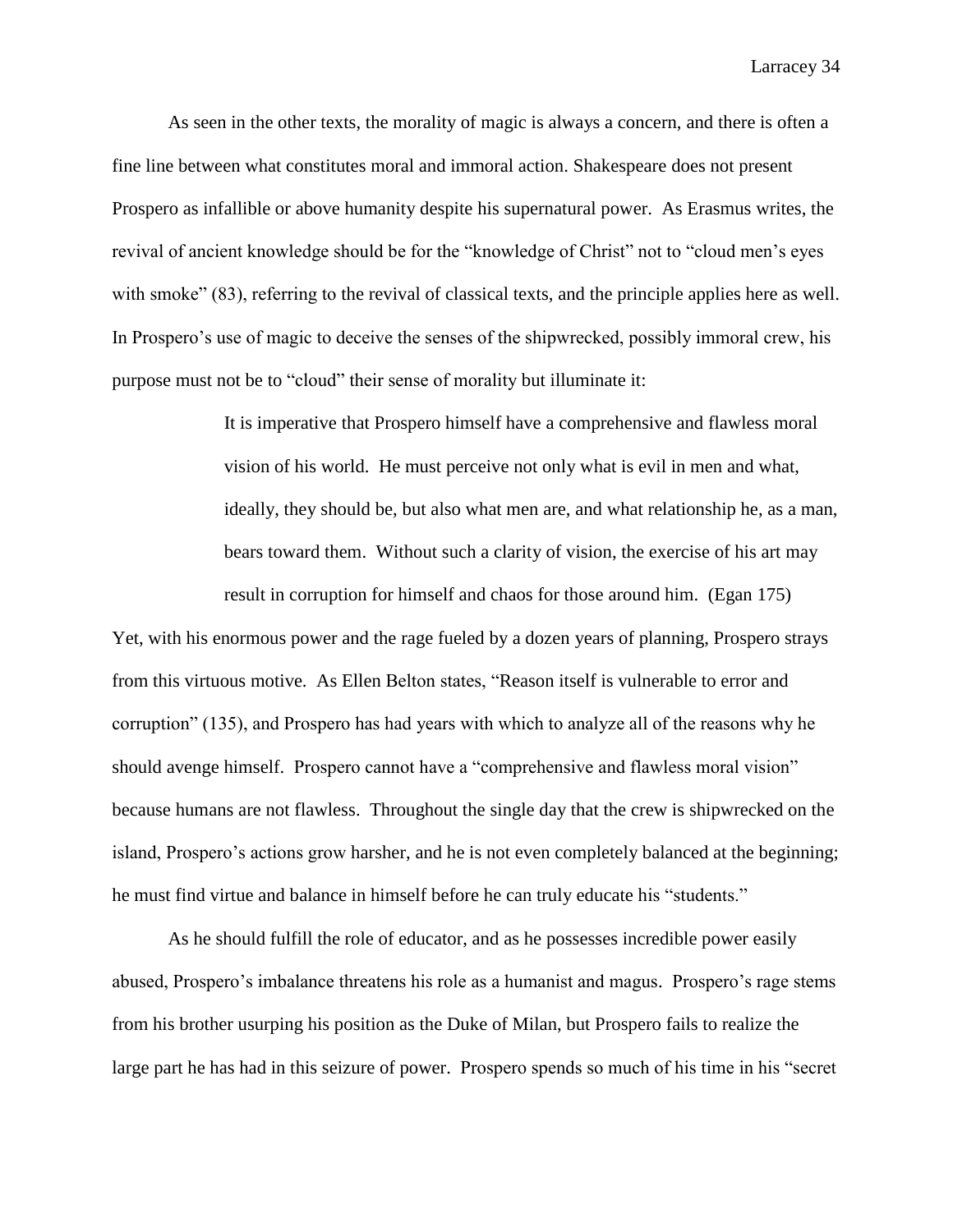As seen in the other texts, the morality of magic is always a concern, and there is often a fine line between what constitutes moral and immoral action. Shakespeare does not present Prospero as infallible or above humanity despite his supernatural power. As Erasmus writes, the revival of ancient knowledge should be for the "knowledge of Christ" not to "cloud men's eyes with smoke" (83), referring to the revival of classical texts, and the principle applies here as well. In Prospero's use of magic to deceive the senses of the shipwrecked, possibly immoral crew, his purpose must not be to "cloud" their sense of morality but illuminate it:

> It is imperative that Prospero himself have a comprehensive and flawless moral vision of his world. He must perceive not only what is evil in men and what, ideally, they should be, but also what men are, and what relationship he, as a man, bears toward them. Without such a clarity of vision, the exercise of his art may result in corruption for himself and chaos for those around him. (Egan 175)

Yet, with his enormous power and the rage fueled by a dozen years of planning, Prospero strays from this virtuous motive. As Ellen Belton states, "Reason itself is vulnerable to error and corruption" (135), and Prospero has had years with which to analyze all of the reasons why he should avenge himself. Prospero cannot have a "comprehensive and flawless moral vision" because humans are not flawless. Throughout the single day that the crew is shipwrecked on the island, Prospero's actions grow harsher, and he is not even completely balanced at the beginning; he must find virtue and balance in himself before he can truly educate his "students."

As he should fulfill the role of educator, and as he possesses incredible power easily abused, Prospero's imbalance threatens his role as a humanist and magus. Prospero's rage stems from his brother usurping his position as the Duke of Milan, but Prospero fails to realize the large part he has had in this seizure of power. Prospero spends so much of his time in his "secret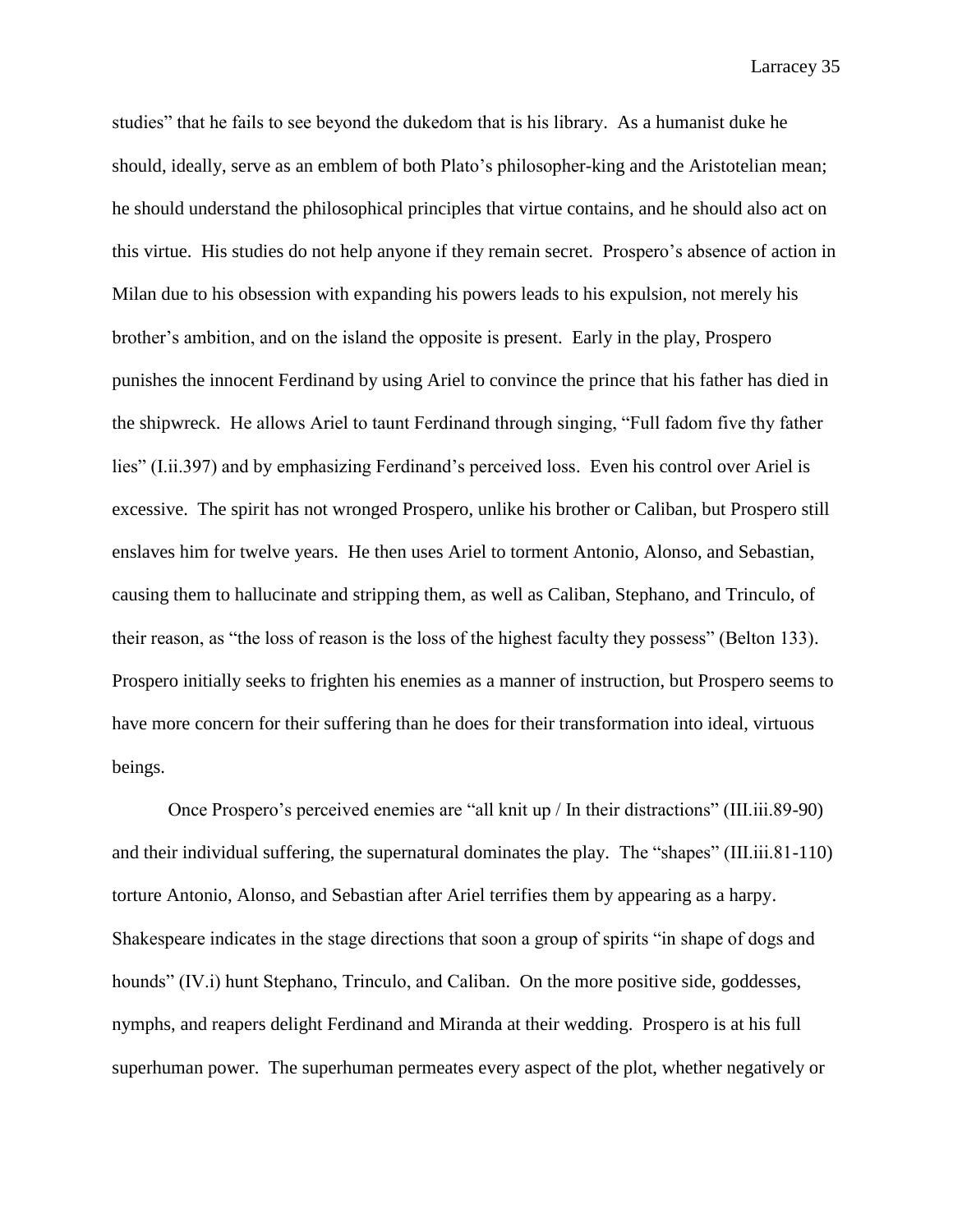studies" that he fails to see beyond the dukedom that is his library. As a humanist duke he should, ideally, serve as an emblem of both Plato's philosopher-king and the Aristotelian mean; he should understand the philosophical principles that virtue contains, and he should also act on this virtue. His studies do not help anyone if they remain secret. Prospero's absence of action in Milan due to his obsession with expanding his powers leads to his expulsion, not merely his brother's ambition, and on the island the opposite is present. Early in the play, Prospero punishes the innocent Ferdinand by using Ariel to convince the prince that his father has died in the shipwreck. He allows Ariel to taunt Ferdinand through singing, "Full fadom five thy father lies" (I.ii.397) and by emphasizing Ferdinand's perceived loss. Even his control over Ariel is excessive. The spirit has not wronged Prospero, unlike his brother or Caliban, but Prospero still enslaves him for twelve years. He then uses Ariel to torment Antonio, Alonso, and Sebastian, causing them to hallucinate and stripping them, as well as Caliban, Stephano, and Trinculo, of their reason, as "the loss of reason is the loss of the highest faculty they possess" (Belton 133). Prospero initially seeks to frighten his enemies as a manner of instruction, but Prospero seems to have more concern for their suffering than he does for their transformation into ideal, virtuous beings.

Once Prospero's perceived enemies are "all knit up / In their distractions" (III.iii.89-90) and their individual suffering, the supernatural dominates the play. The "shapes" (III.iii.81-110) torture Antonio, Alonso, and Sebastian after Ariel terrifies them by appearing as a harpy. Shakespeare indicates in the stage directions that soon a group of spirits "in shape of dogs and hounds" (IV.i) hunt Stephano, Trinculo, and Caliban. On the more positive side, goddesses, nymphs, and reapers delight Ferdinand and Miranda at their wedding. Prospero is at his full superhuman power. The superhuman permeates every aspect of the plot, whether negatively or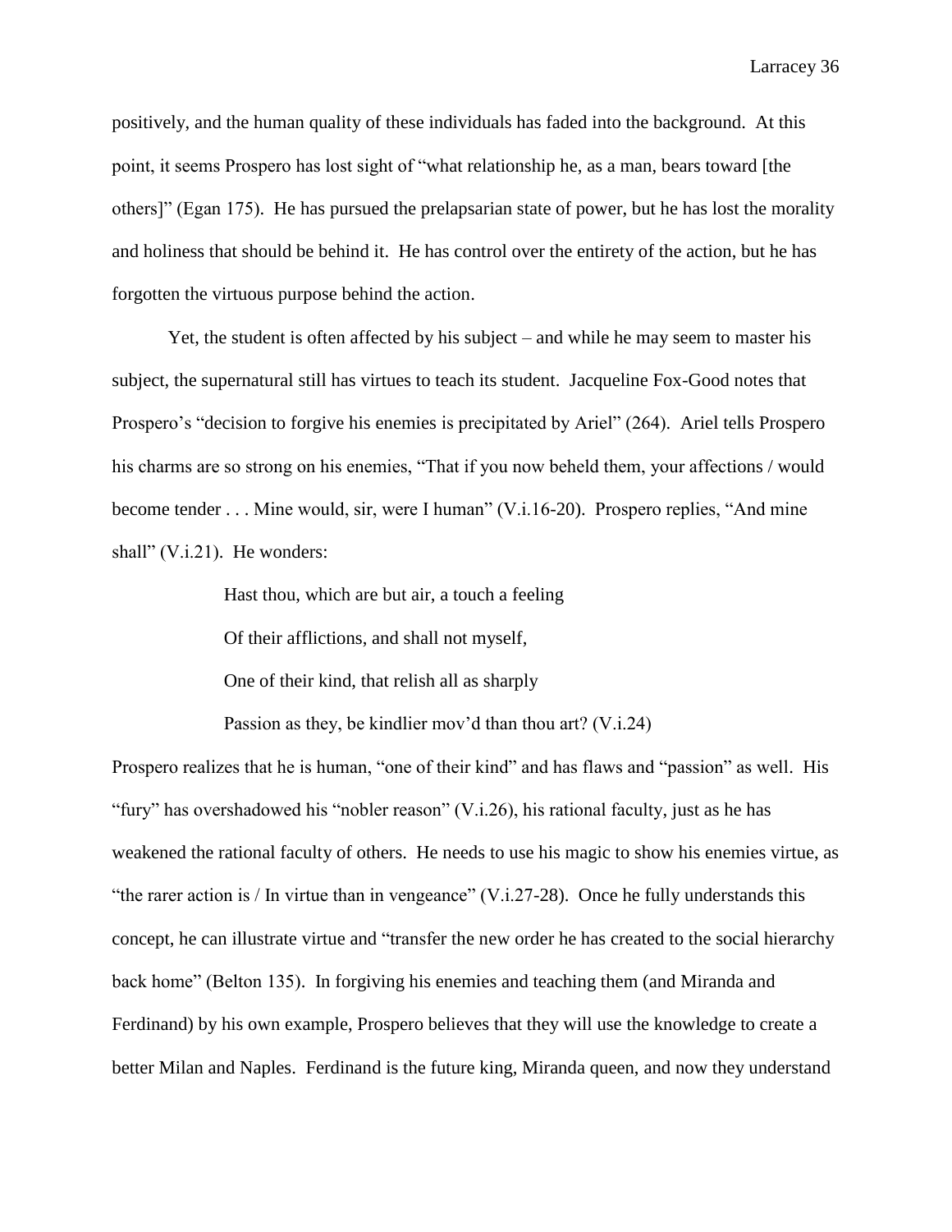positively, and the human quality of these individuals has faded into the background. At this point, it seems Prospero has lost sight of "what relationship he, as a man, bears toward [the others]" (Egan 175). He has pursued the prelapsarian state of power, but he has lost the morality and holiness that should be behind it. He has control over the entirety of the action, but he has forgotten the virtuous purpose behind the action.

Yet, the student is often affected by his subject – and while he may seem to master his subject, the supernatural still has virtues to teach its student. Jacqueline Fox-Good notes that Prospero's "decision to forgive his enemies is precipitated by Ariel" (264). Ariel tells Prospero his charms are so strong on his enemies, "That if you now beheld them, your affections / would become tender . . . Mine would, sir, were I human" (V.i.16-20). Prospero replies, "And mine shall" (V.i.21). He wonders:

> Hast thou, which are but air, a touch a feeling
>
> Of their afflictions, and shall not myself,
>
> One of their kind, that relish all as sharply
>
> Passion as they, be kindlier mov'd than thou art? (V.i.24)

Prospero realizes that he is human, "one of their kind" and has flaws and "passion" as well. His "fury" has overshadowed his "nobler reason" (V.i.26), his rational faculty, just as he has weakened the rational faculty of others. He needs to use his magic to show his enemies virtue, as "the rarer action is / In virtue than in vengeance" (V.i.27-28). Once he fully understands this concept, he can illustrate virtue and "transfer the new order he has created to the social hierarchy back home" (Belton 135). In forgiving his enemies and teaching them (and Miranda and Ferdinand) by his own example, Prospero believes that they will use the knowledge to create a better Milan and Naples. Ferdinand is the future king, Miranda queen, and now they understand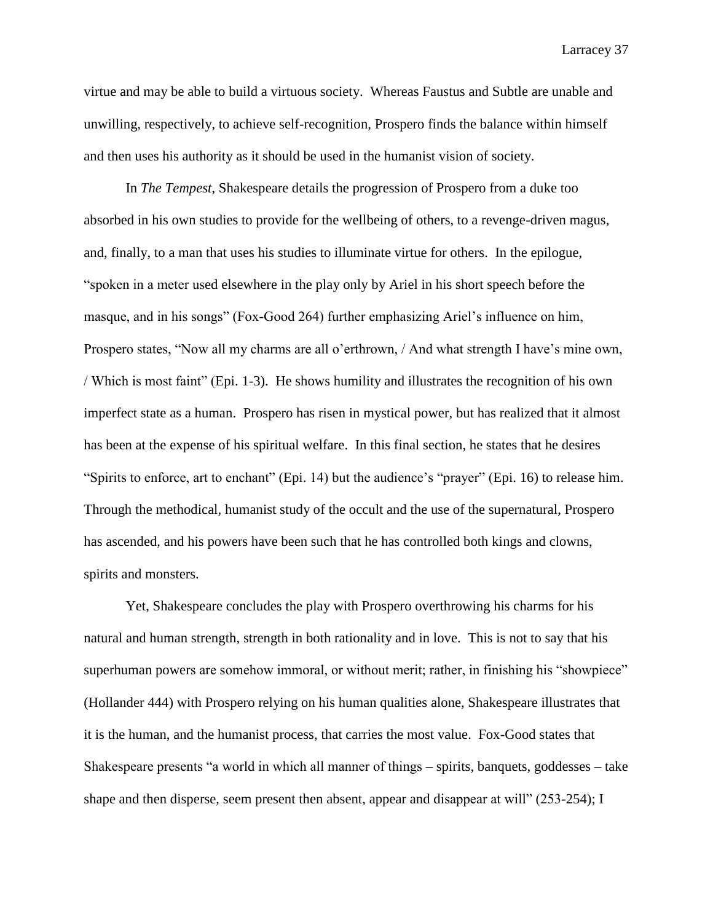virtue and may be able to build a virtuous society. Whereas Faustus and Subtle are unable and unwilling, respectively, to achieve self-recognition, Prospero finds the balance within himself and then uses his authority as it should be used in the humanist vision of society.

In *The Tempest*, Shakespeare details the progression of Prospero from a duke too absorbed in his own studies to provide for the wellbeing of others, to a revenge-driven magus, and, finally, to a man that uses his studies to illuminate virtue for others. In the epilogue, "spoken in a meter used elsewhere in the play only by Ariel in his short speech before the masque, and in his songs" (Fox-Good 264) further emphasizing Ariel's influence on him, Prospero states, "Now all my charms are all o'erthrown, / And what strength I have's mine own, / Which is most faint" (Epi. 1-3). He shows humility and illustrates the recognition of his own imperfect state as a human. Prospero has risen in mystical power, but has realized that it almost has been at the expense of his spiritual welfare. In this final section, he states that he desires "Spirits to enforce, art to enchant" (Epi. 14) but the audience's "prayer" (Epi. 16) to release him. Through the methodical, humanist study of the occult and the use of the supernatural, Prospero has ascended, and his powers have been such that he has controlled both kings and clowns, spirits and monsters.

Yet, Shakespeare concludes the play with Prospero overthrowing his charms for his natural and human strength, strength in both rationality and in love. This is not to say that his superhuman powers are somehow immoral, or without merit; rather, in finishing his "showpiece" (Hollander 444) with Prospero relying on his human qualities alone, Shakespeare illustrates that it is the human, and the humanist process, that carries the most value. Fox-Good states that Shakespeare presents "a world in which all manner of things – spirits, banquets, goddesses – take shape and then disperse, seem present then absent, appear and disappear at will" (253-254); I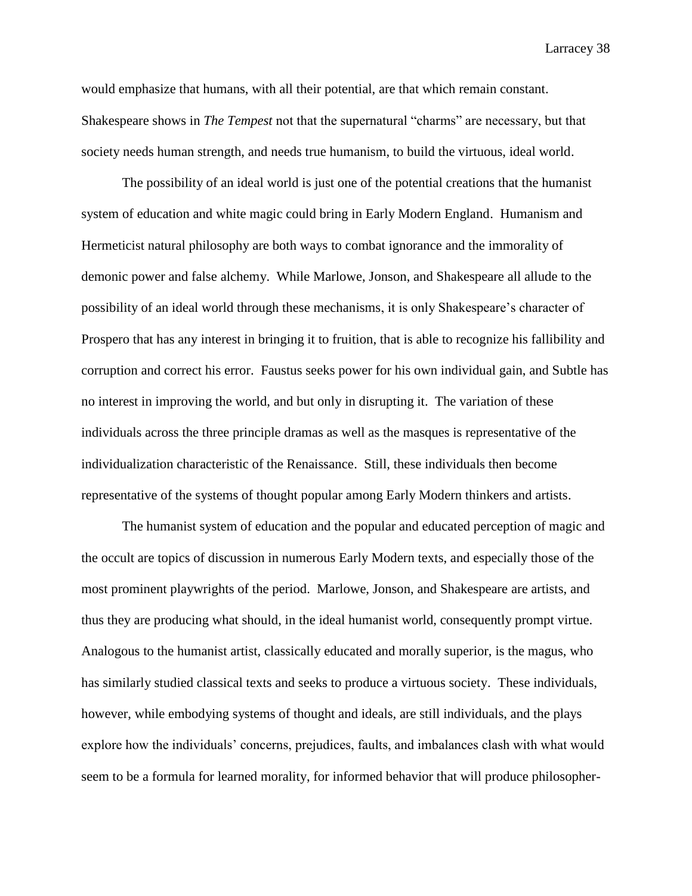would emphasize that humans, with all their potential, are that which remain constant. Shakespeare shows in *The Tempest* not that the supernatural "charms" are necessary, but that society needs human strength, and needs true humanism, to build the virtuous, ideal world.

The possibility of an ideal world is just one of the potential creations that the humanist system of education and white magic could bring in Early Modern England. Humanism and Hermeticist natural philosophy are both ways to combat ignorance and the immorality of demonic power and false alchemy. While Marlowe, Jonson, and Shakespeare all allude to the possibility of an ideal world through these mechanisms, it is only Shakespeare's character of Prospero that has any interest in bringing it to fruition, that is able to recognize his fallibility and corruption and correct his error. Faustus seeks power for his own individual gain, and Subtle has no interest in improving the world, and but only in disrupting it. The variation of these individuals across the three principle dramas as well as the masques is representative of the individualization characteristic of the Renaissance. Still, these individuals then become representative of the systems of thought popular among Early Modern thinkers and artists.

The humanist system of education and the popular and educated perception of magic and the occult are topics of discussion in numerous Early Modern texts, and especially those of the most prominent playwrights of the period. Marlowe, Jonson, and Shakespeare are artists, and thus they are producing what should, in the ideal humanist world, consequently prompt virtue. Analogous to the humanist artist, classically educated and morally superior, is the magus, who has similarly studied classical texts and seeks to produce a virtuous society. These individuals, however, while embodying systems of thought and ideals, are still individuals, and the plays explore how the individuals' concerns, prejudices, faults, and imbalances clash with what would seem to be a formula for learned morality, for informed behavior that will produce philosopher-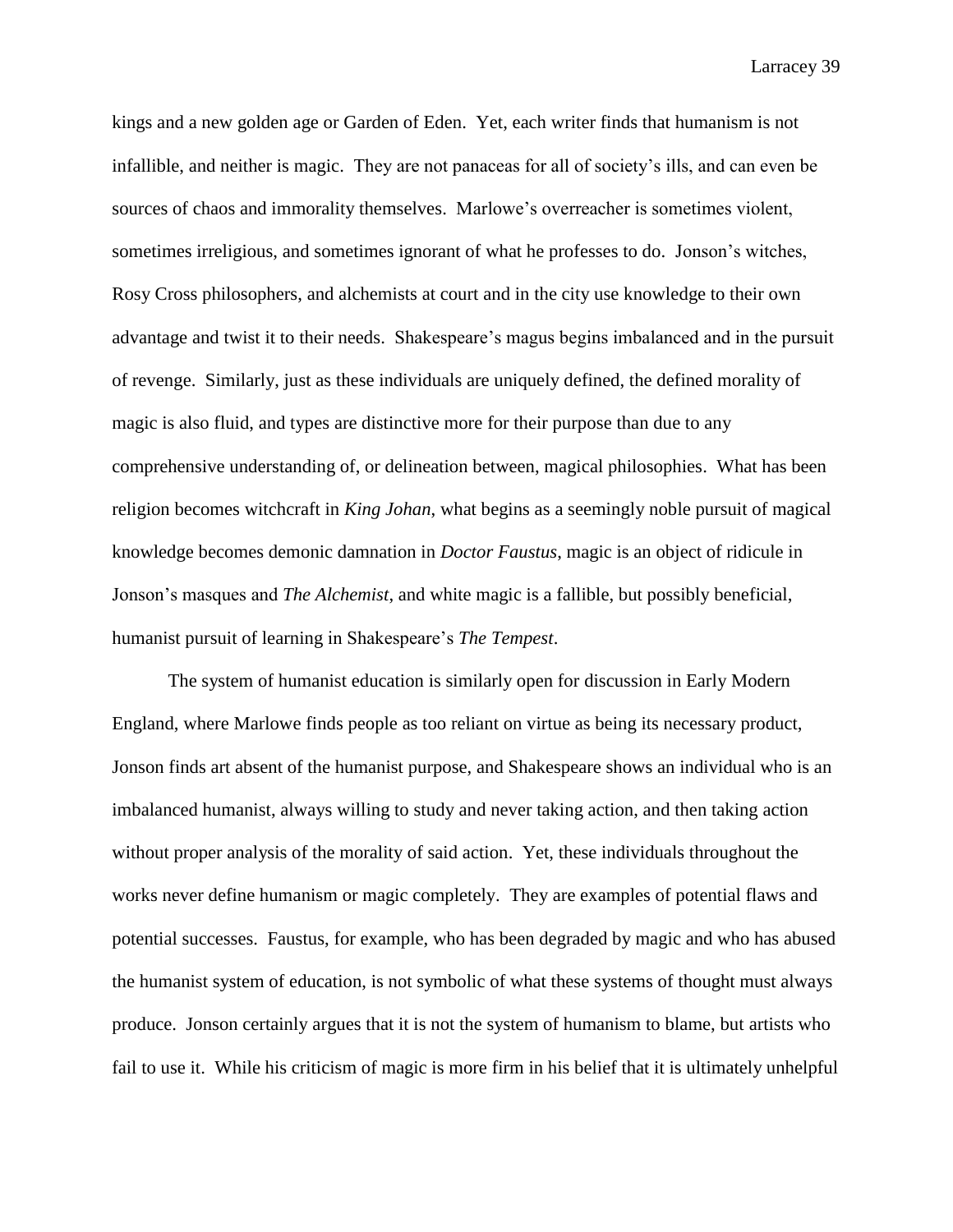kings and a new golden age or Garden of Eden. Yet, each writer finds that humanism is not infallible, and neither is magic. They are not panaceas for all of society's ills, and can even be sources of chaos and immorality themselves. Marlowe's overreacher is sometimes violent, sometimes irreligious, and sometimes ignorant of what he professes to do. Jonson's witches, Rosy Cross philosophers, and alchemists at court and in the city use knowledge to their own advantage and twist it to their needs. Shakespeare's magus begins imbalanced and in the pursuit of revenge. Similarly, just as these individuals are uniquely defined, the defined morality of magic is also fluid, and types are distinctive more for their purpose than due to any comprehensive understanding of, or delineation between, magical philosophies. What has been religion becomes witchcraft in *King Johan*, what begins as a seemingly noble pursuit of magical knowledge becomes demonic damnation in *Doctor Faustus*, magic is an object of ridicule in Jonson's masques and *The Alchemist*, and white magic is a fallible, but possibly beneficial, humanist pursuit of learning in Shakespeare's *The Tempest*.

The system of humanist education is similarly open for discussion in Early Modern England, where Marlowe finds people as too reliant on virtue as being its necessary product, Jonson finds art absent of the humanist purpose, and Shakespeare shows an individual who is an imbalanced humanist, always willing to study and never taking action, and then taking action without proper analysis of the morality of said action. Yet, these individuals throughout the works never define humanism or magic completely. They are examples of potential flaws and potential successes. Faustus, for example, who has been degraded by magic and who has abused the humanist system of education, is not symbolic of what these systems of thought must always produce. Jonson certainly argues that it is not the system of humanism to blame, but artists who fail to use it. While his criticism of magic is more firm in his belief that it is ultimately unhelpful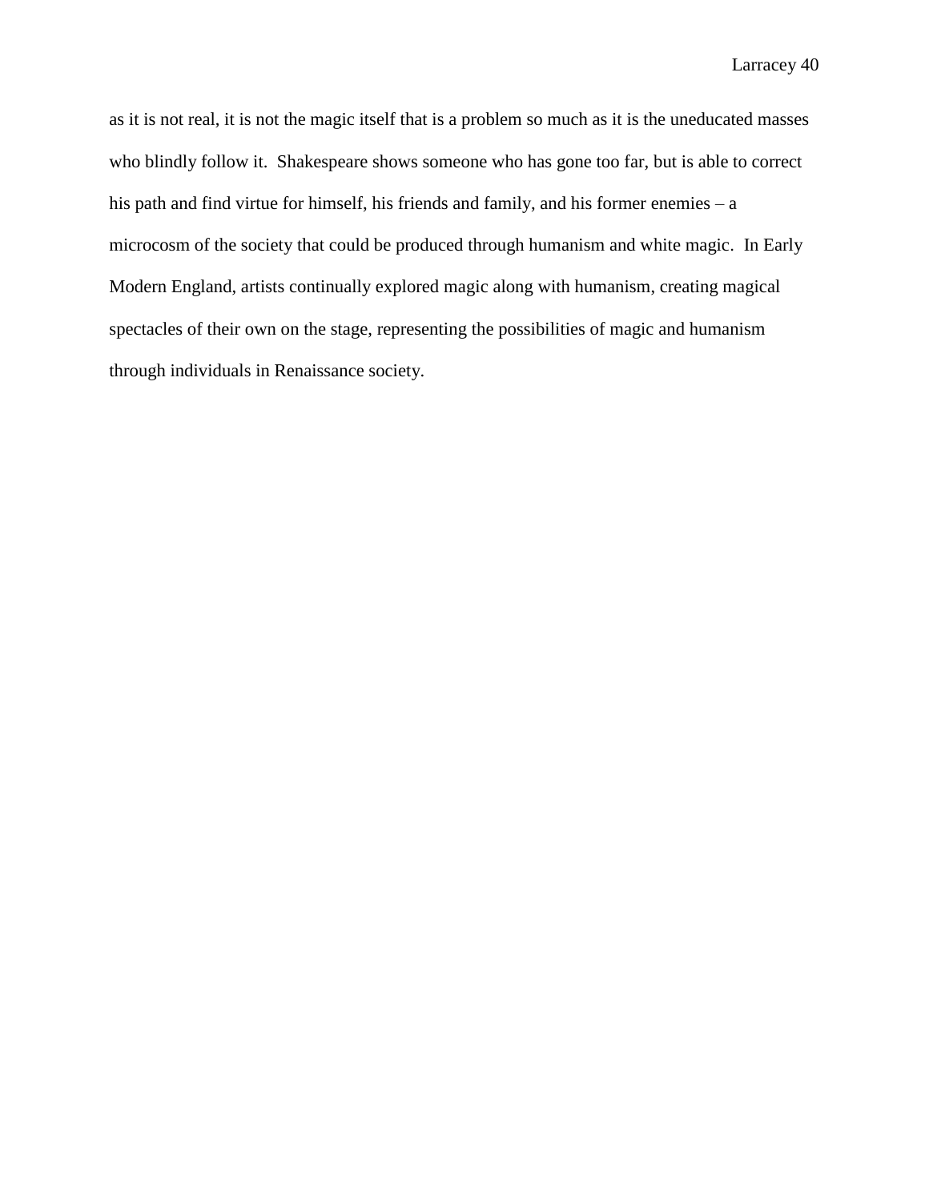as it is not real, it is not the magic itself that is a problem so much as it is the uneducated masses who blindly follow it.  Shakespeare shows someone who has gone too far, but is able to correct his path and find virtue for himself, his friends and family, and his former enemies – a microcosm of the society that could be produced through humanism and white magic.  In Early Modern England, artists continually explored magic along with humanism, creating magical spectacles of their own on the stage, representing the possibilities of magic and humanism through individuals in Renaissance society.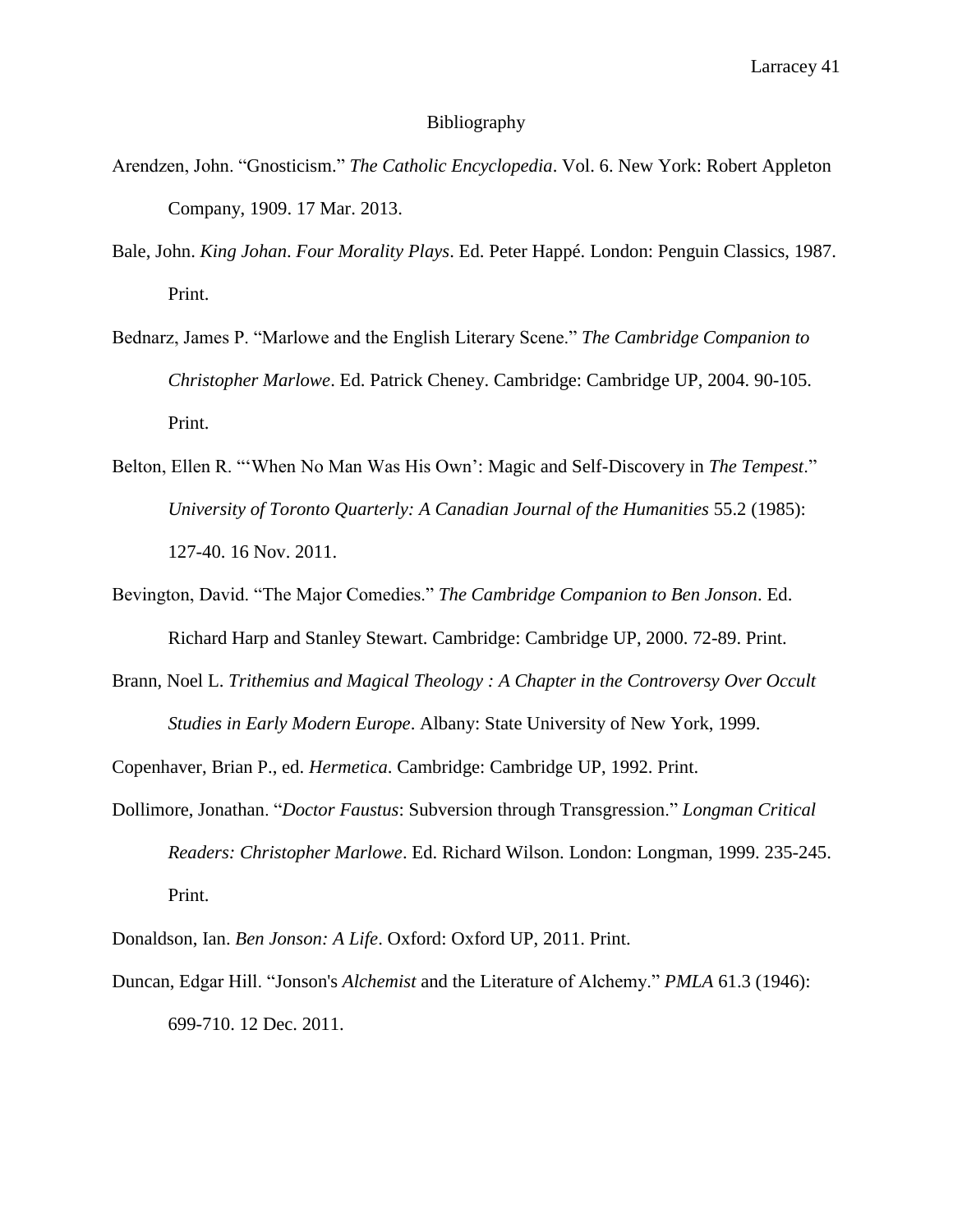# Bibliography

Arendzen, John. "Gnosticism." *The Catholic Encyclopedia*. Vol. 6. New York: Robert Appleton Company, 1909. 17 Mar. 2013.

Bale, John. *King Johan*. *Four Morality Plays*. Ed. Peter Happé. London: Penguin Classics, 1987. Print.

Bednarz, James P. "Marlowe and the English Literary Scene." *The Cambridge Companion to Christopher Marlowe*. Ed. Patrick Cheney. Cambridge: Cambridge UP, 2004. 90-105. Print.

Belton, Ellen R. "'When No Man Was His Own': Magic and Self-Discovery in *The Tempest*." *University of Toronto Quarterly: A Canadian Journal of the Humanities* 55.2 (1985): 127-40. 16 Nov. 2011.

Bevington, David. "The Major Comedies." *The Cambridge Companion to Ben Jonson*. Ed. Richard Harp and Stanley Stewart. Cambridge: Cambridge UP, 2000. 72-89. Print.

Brann, Noel L. *Trithemius and Magical Theology : A Chapter in the Controversy Over Occult Studies in Early Modern Europe*. Albany: State University of New York, 1999.

Copenhaver, Brian P., ed. *Hermetica*. Cambridge: Cambridge UP, 1992. Print.

Dollimore, Jonathan. "*Doctor Faustus*: Subversion through Transgression." *Longman Critical Readers: Christopher Marlowe*. Ed. Richard Wilson. London: Longman, 1999. 235-245. Print.

Donaldson, Ian. *Ben Jonson: A Life*. Oxford: Oxford UP, 2011. Print.

Duncan, Edgar Hill. "Jonson's *Alchemist* and the Literature of Alchemy." *PMLA* 61.3 (1946): 699-710. 12 Dec. 2011.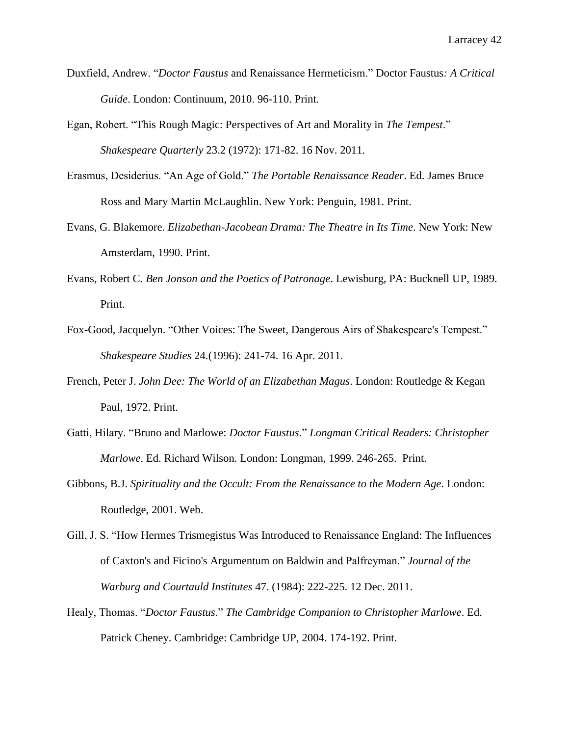Duxfield, Andrew. "*Doctor Faustus* and Renaissance Hermeticism." Doctor Faustus*: A Critical Guide*. London: Continuum, 2010. 96-110. Print.

Egan, Robert. "This Rough Magic: Perspectives of Art and Morality in *The Tempest*." *Shakespeare Quarterly* 23.2 (1972): 171-82. 16 Nov. 2011.

Erasmus, Desiderius. "An Age of Gold." *The Portable Renaissance Reader*. Ed. James Bruce Ross and Mary Martin McLaughlin. New York: Penguin, 1981. Print.

Evans, G. Blakemore. *Elizabethan-Jacobean Drama: The Theatre in Its Time*. New York: New Amsterdam, 1990. Print.

Evans, Robert C. *Ben Jonson and the Poetics of Patronage*. Lewisburg, PA: Bucknell UP, 1989. Print.

Fox-Good, Jacquelyn. "Other Voices: The Sweet, Dangerous Airs of Shakespeare's Tempest." *Shakespeare Studies* 24.(1996): 241-74. 16 Apr. 2011.

French, Peter J. *John Dee: The World of an Elizabethan Magus*. London: Routledge & Kegan Paul, 1972. Print.

Gatti, Hilary. "Bruno and Marlowe: *Doctor Faustus*." *Longman Critical Readers: Christopher Marlowe*. Ed. Richard Wilson. London: Longman, 1999. 246-265. Print.

Gibbons, B.J. *Spirituality and the Occult: From the Renaissance to the Modern Age*. London: Routledge, 2001. Web.

Gill, J. S. "How Hermes Trismegistus Was Introduced to Renaissance England: The Influences of Caxton's and Ficino's Argumentum on Baldwin and Palfreyman." *Journal of the Warburg and Courtauld Institutes* 47. (1984): 222-225. 12 Dec. 2011.

Healy, Thomas. "*Doctor Faustus*." *The Cambridge Companion to Christopher Marlowe*. Ed. Patrick Cheney. Cambridge: Cambridge UP, 2004. 174-192. Print.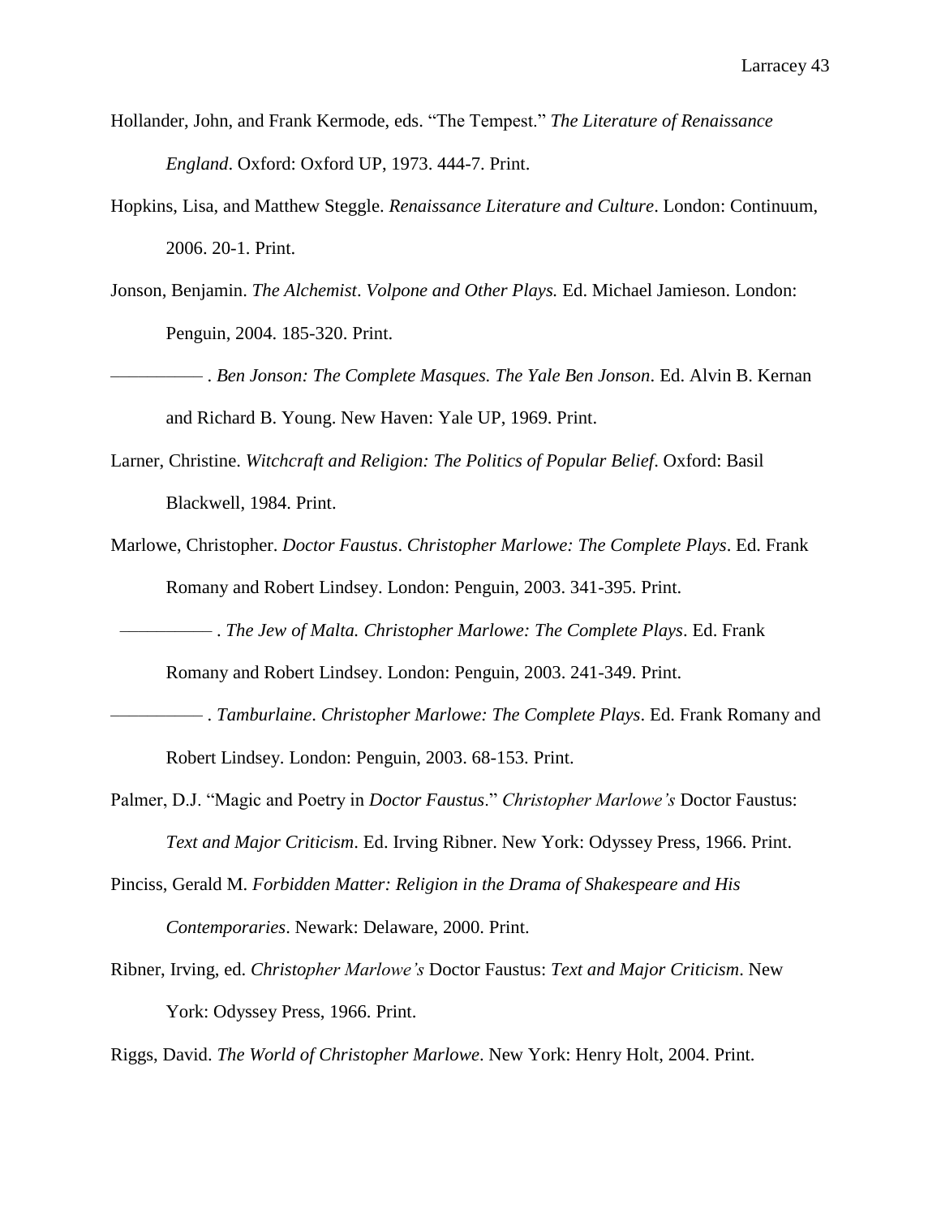Hollander, John, and Frank Kermode, eds. "The Tempest." *The Literature of Renaissance England*. Oxford: Oxford UP, 1973. 444-7. Print.

Hopkins, Lisa, and Matthew Steggle. *Renaissance Literature and Culture*. London: Continuum, 2006. 20-1. Print.

Jonson, Benjamin. *The Alchemist*. *Volpone and Other Plays.* Ed. Michael Jamieson. London: Penguin, 2004. 185-320. Print.

———— . *Ben Jonson: The Complete Masques. The Yale Ben Jonson*. Ed. Alvin B. Kernan and Richard B. Young. New Haven: Yale UP, 1969. Print.

Larner, Christine. *Witchcraft and Religion: The Politics of Popular Belief*. Oxford: Basil Blackwell, 1984. Print.

Marlowe, Christopher. *Doctor Faustus*. *Christopher Marlowe: The Complete Plays*. Ed. Frank Romany and Robert Lindsey. London: Penguin, 2003. 341-395. Print.

———— . *The Jew of Malta. Christopher Marlowe: The Complete Plays*. Ed. Frank Romany and Robert Lindsey. London: Penguin, 2003. 241-349. Print.

———— . *Tamburlaine*. *Christopher Marlowe: The Complete Plays*. Ed. Frank Romany and Robert Lindsey. London: Penguin, 2003. 68-153. Print.

Palmer, D.J. "Magic and Poetry in *Doctor Faustus*." *Christopher Marlowe's* Doctor Faustus: *Text and Major Criticism*. Ed. Irving Ribner. New York: Odyssey Press, 1966. Print.

Pinciss, Gerald M. *Forbidden Matter: Religion in the Drama of Shakespeare and His Contemporaries*. Newark: Delaware, 2000. Print.

Ribner, Irving, ed. *Christopher Marlowe's* Doctor Faustus: *Text and Major Criticism*. New York: Odyssey Press, 1966. Print.

Riggs, David. *The World of Christopher Marlowe*. New York: Henry Holt, 2004. Print.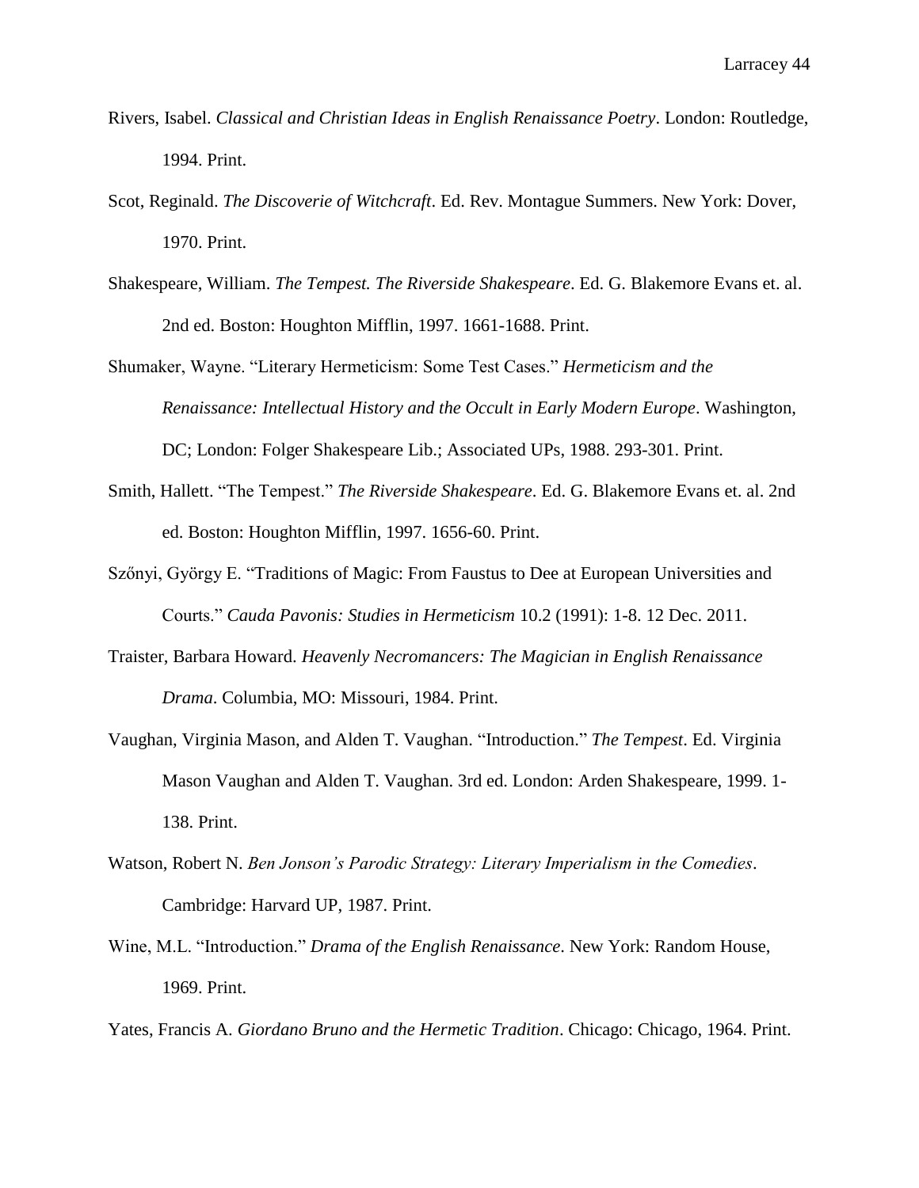Rivers, Isabel. *Classical and Christian Ideas in English Renaissance Poetry*. London: Routledge, 1994. Print.

Scot, Reginald. *The Discoverie of Witchcraft*. Ed. Rev. Montague Summers. New York: Dover, 1970. Print.

Shakespeare, William. *The Tempest. The Riverside Shakespeare*. Ed. G. Blakemore Evans et. al. 2nd ed. Boston: Houghton Mifflin, 1997. 1661-1688. Print.

Shumaker, Wayne. "Literary Hermeticism: Some Test Cases." *Hermeticism and the Renaissance: Intellectual History and the Occult in Early Modern Europe*. Washington, DC; London: Folger Shakespeare Lib.; Associated UPs, 1988. 293-301. Print.

Smith, Hallett. "The Tempest." *The Riverside Shakespeare*. Ed. G. Blakemore Evans et. al. 2nd ed. Boston: Houghton Mifflin, 1997. 1656-60. Print.

Szőnyi, György E. "Traditions of Magic: From Faustus to Dee at European Universities and Courts." *Cauda Pavonis: Studies in Hermeticism* 10.2 (1991): 1-8. 12 Dec. 2011.

Traister, Barbara Howard. *Heavenly Necromancers: The Magician in English Renaissance Drama*. Columbia, MO: Missouri, 1984. Print.

Vaughan, Virginia Mason, and Alden T. Vaughan. "Introduction." *The Tempest*. Ed. Virginia Mason Vaughan and Alden T. Vaughan. 3rd ed. London: Arden Shakespeare, 1999. 1-138. Print.

Watson, Robert N. *Ben Jonson's Parodic Strategy: Literary Imperialism in the Comedies*. Cambridge: Harvard UP, 1987. Print.

Wine, M.L. "Introduction." *Drama of the English Renaissance*. New York: Random House, 1969. Print.

Yates, Francis A. *Giordano Bruno and the Hermetic Tradition*. Chicago: Chicago, 1964. Print.